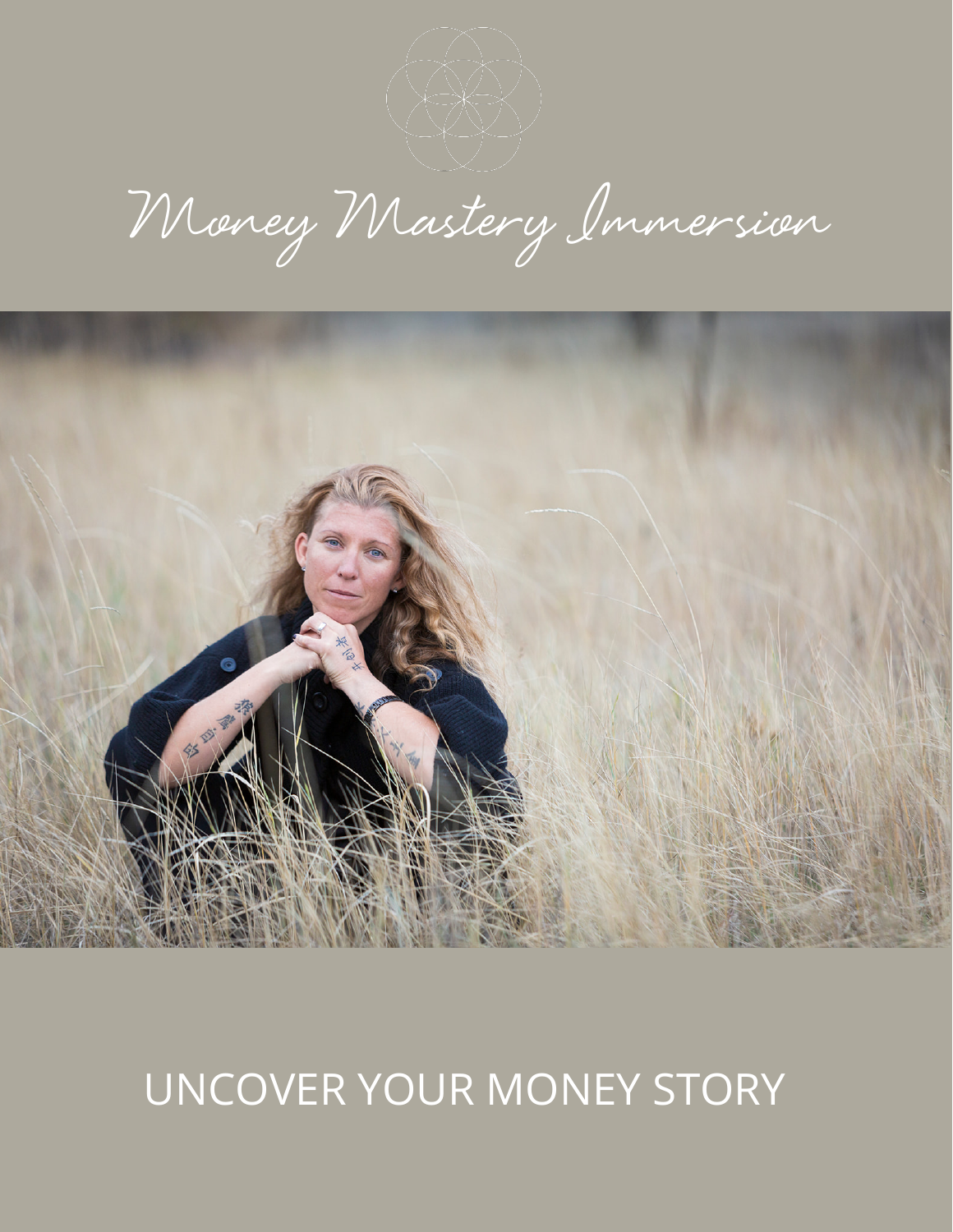# Money Mastery Immersion

## UNCOVER YOUR MONEY STORY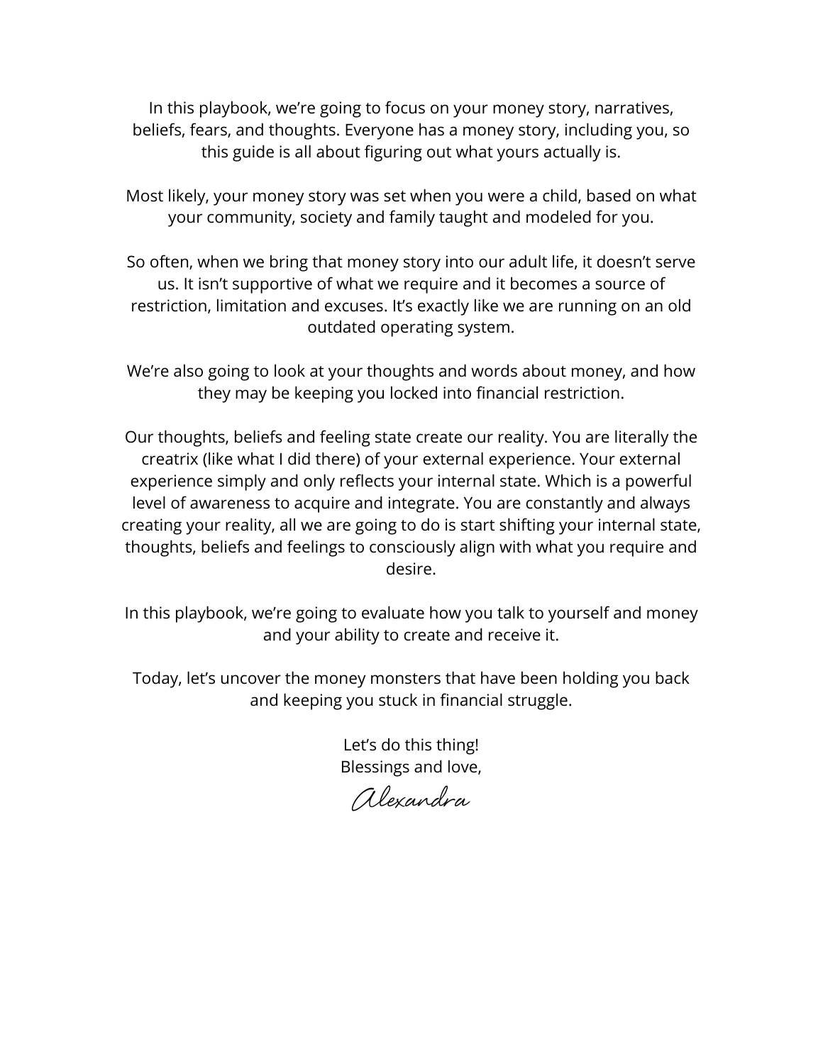In this playbook, we're going to focus on your money story, narratives, beliefs, fears, and thoughts. Everyone has a money story, including you, so this guide is all about figuring out what yours actually is.

Most likely, your money story was set when you were a child, based on what your community, society and family taught and modeled for you.

So often, when we bring that money story into our adult life, it doesn't serve us. It isn't supportive of what we require and it becomes a source of restriction, limitation and excuses. It's exactly like we are running on an old outdated operating system.

We're also going to look at your thoughts and words about money, and how they may be keeping you locked into financial restriction.

Our thoughts, beliefs and feeling state create our reality. You are literally the creatrix (like what I did there) of your external experience. Your external experience simply and only reflects your internal state. Which is a powerful level of awareness to acquire and integrate. You are constantly and always creating your reality, all we are going to do is start shifting your internal state, thoughts, beliefs and feelings to consciously align with what you require and desire.

In this playbook, we're going to evaluate how you talk to yourself and money and your ability to create and receive it.

Today, let's uncover the money monsters that have been holding you back and keeping you stuck in financial struggle.

Let's do this thing!
Blessings and love,

*Alexandra*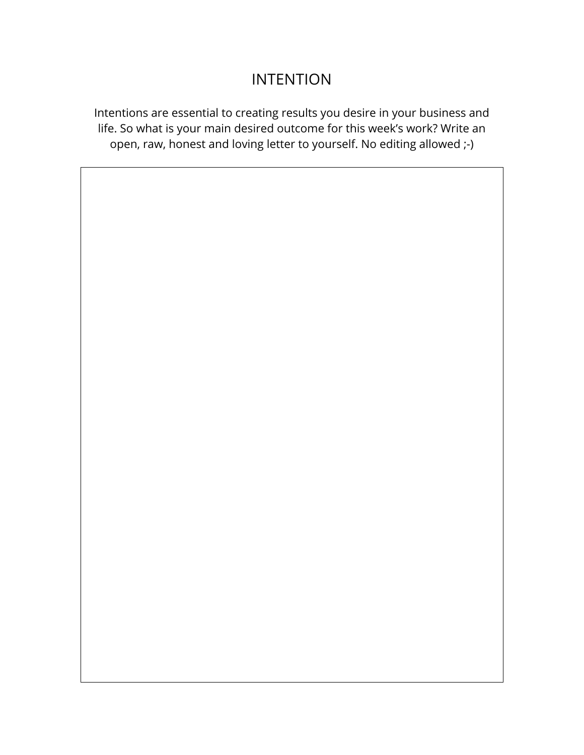# INTENTION

Intentions are essential to creating results you desire in your business and life. So what is your main desired outcome for this week's work? Write an open, raw, honest and loving letter to yourself. No editing allowed ;-)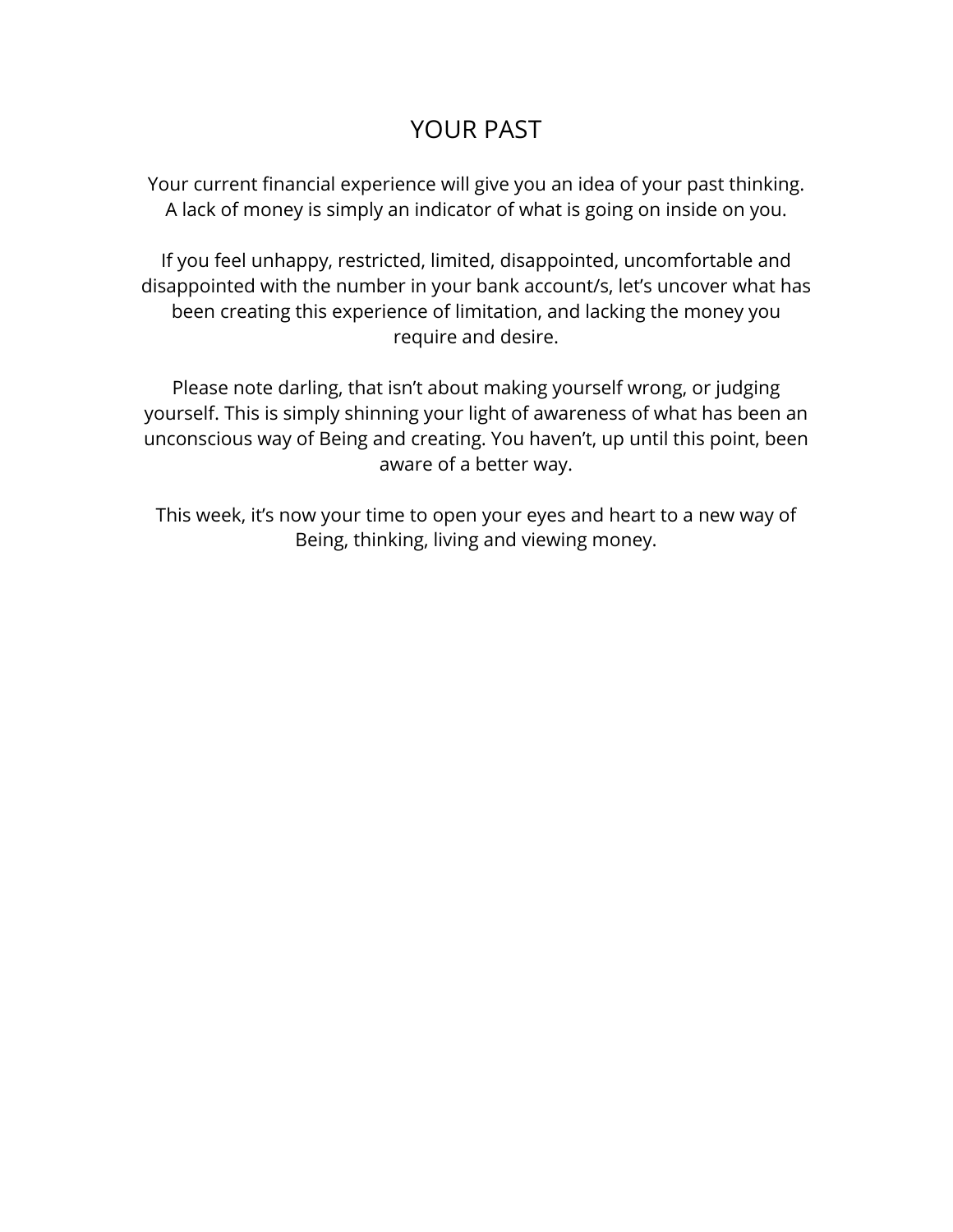# YOUR PAST

Your current financial experience will give you an idea of your past thinking. A lack of money is simply an indicator of what is going on inside on you.

If you feel unhappy, restricted, limited, disappointed, uncomfortable and disappointed with the number in your bank account/s, let's uncover what has been creating this experience of limitation, and lacking the money you require and desire.

Please note darling, that isn't about making yourself wrong, or judging yourself. This is simply shinning your light of awareness of what has been an unconscious way of Being and creating. You haven't, up until this point, been aware of a better way.

This week, it's now your time to open your eyes and heart to a new way of Being, thinking, living and viewing money.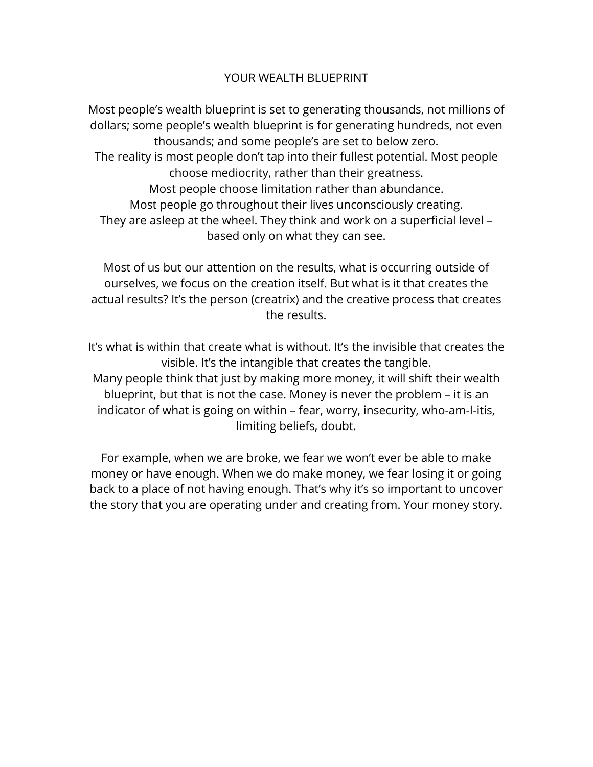# YOUR WEALTH BLUEPRINT

Most people's wealth blueprint is set to generating thousands, not millions of dollars; some people's wealth blueprint is for generating hundreds, not even thousands; and some people's are set to below zero.
The reality is most people don't tap into their fullest potential. Most people choose mediocrity, rather than their greatness.
Most people choose limitation rather than abundance.
Most people go throughout their lives unconsciously creating.
They are asleep at the wheel. They think and work on a superficial level – based only on what they can see.

Most of us but our attention on the results, what is occurring outside of ourselves, we focus on the creation itself. But what is it that creates the actual results? It's the person (creatrix) and the creative process that creates the results.

It's what is within that create what is without. It's the invisible that creates the visible. It's the intangible that creates the tangible.
Many people think that just by making more money, it will shift their wealth blueprint, but that is not the case. Money is never the problem – it is an indicator of what is going on within – fear, worry, insecurity, who-am-I-itis, limiting beliefs, doubt.

For example, when we are broke, we fear we won't ever be able to make money or have enough. When we do make money, we fear losing it or going back to a place of not having enough. That's why it's so important to uncover the story that you are operating under and creating from. Your money story.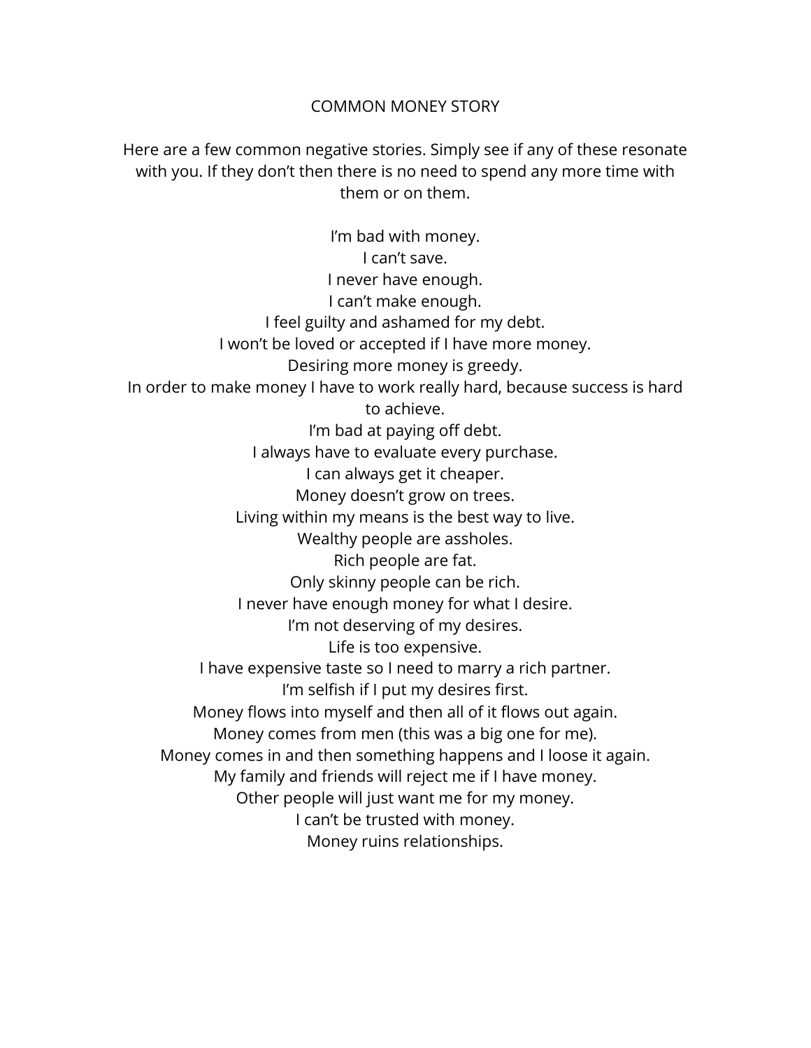# COMMON MONEY STORY

Here are a few common negative stories. Simply see if any of these resonate with you. If they don't then there is no need to spend any more time with them or on them.

I'm bad with money.
I can't save.
I never have enough.
I can't make enough.
I feel guilty and ashamed for my debt.
I won't be loved or accepted if I have more money.
Desiring more money is greedy.
In order to make money I have to work really hard, because success is hard to achieve.
I'm bad at paying off debt.
I always have to evaluate every purchase.
I can always get it cheaper.
Money doesn't grow on trees.
Living within my means is the best way to live.
Wealthy people are assholes.
Rich people are fat.
Only skinny people can be rich.
I never have enough money for what I desire.
I'm not deserving of my desires.
Life is too expensive.
I have expensive taste so I need to marry a rich partner.
I'm selfish if I put my desires first.
Money flows into myself and then all of it flows out again.
Money comes from men (this was a big one for me).
Money comes in and then something happens and I loose it again.
My family and friends will reject me if I have money.
Other people will just want me for my money.
I can't be trusted with money.
Money ruins relationships.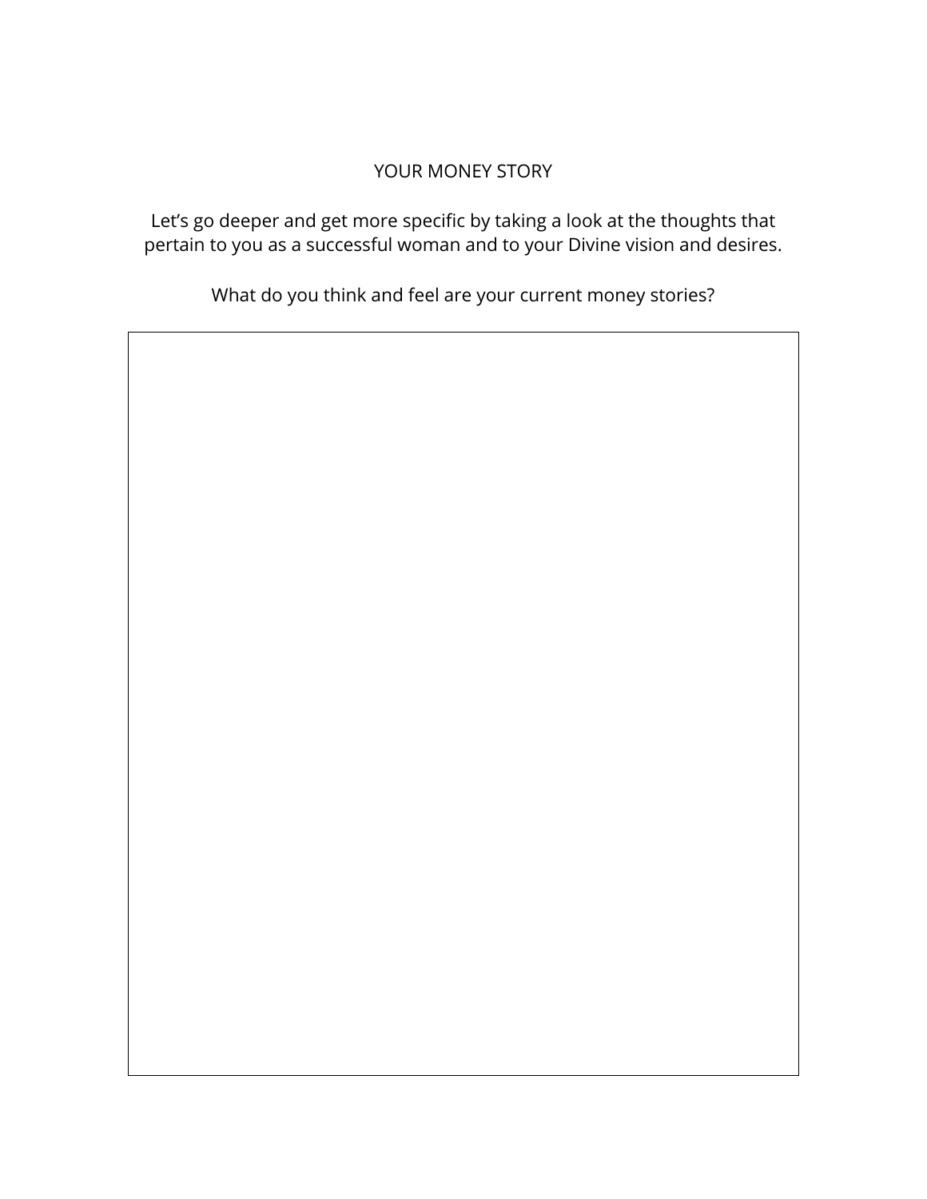# YOUR MONEY STORY

Let’s go deeper and get more specific by taking a look at the thoughts that pertain to you as a successful woman and to your Divine vision and desires.

What do you think and feel are your current money stories?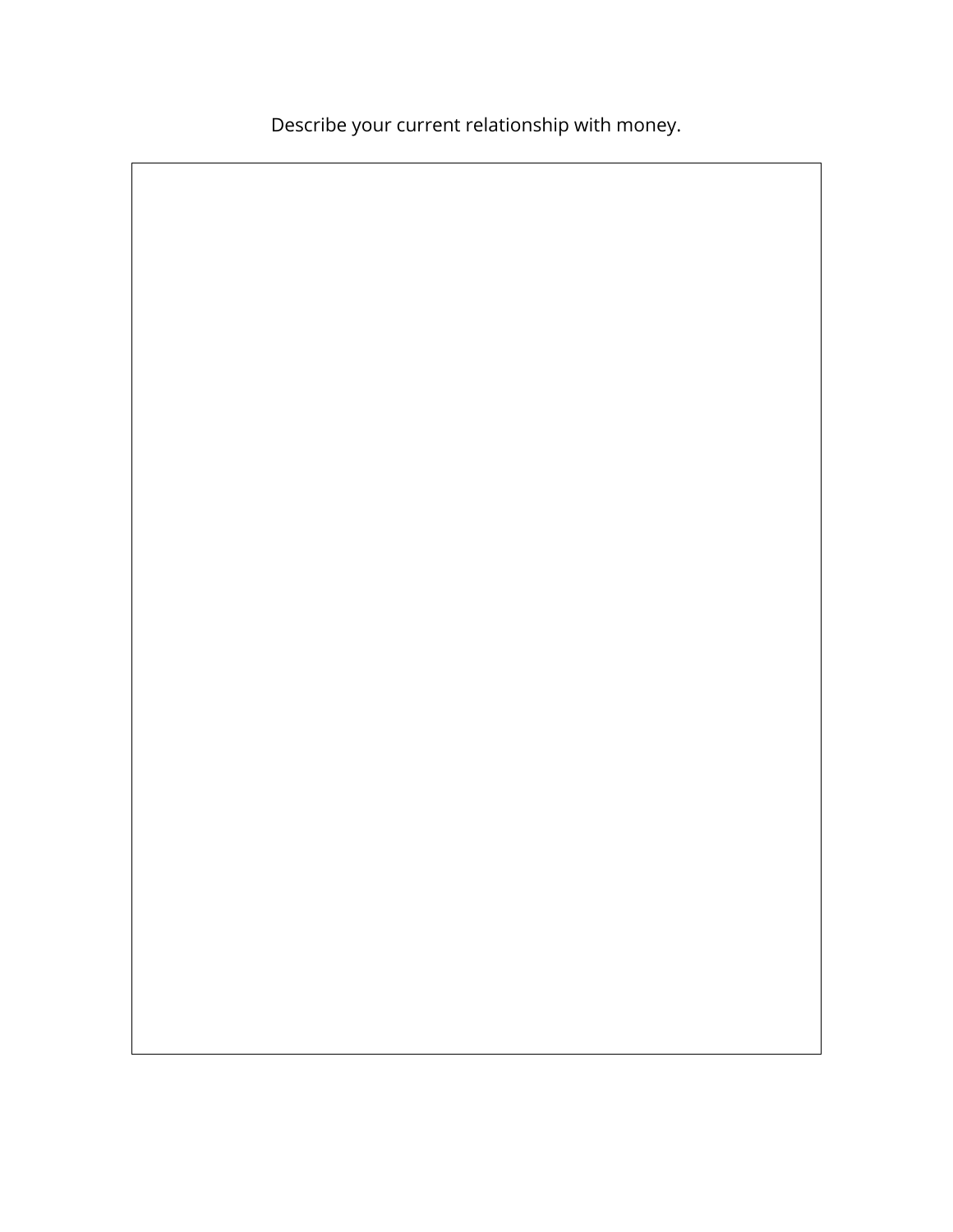Describe your current relationship with money.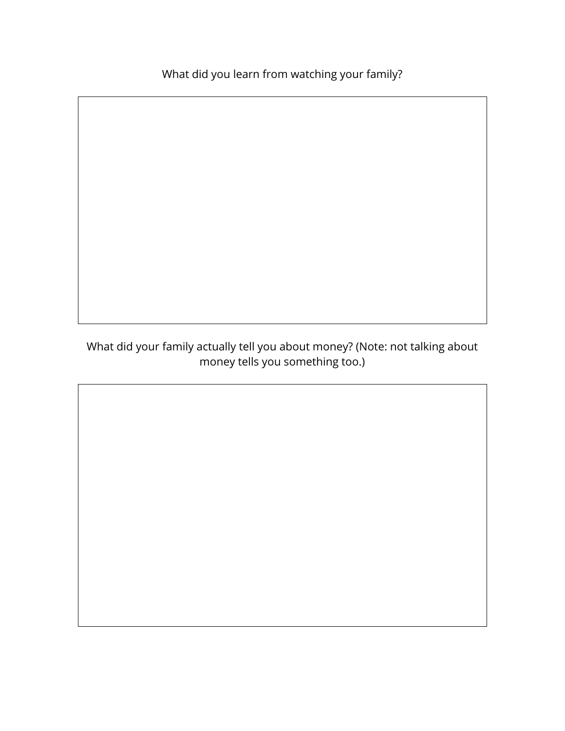What did you learn from watching your family?

What did your family actually tell you about money? (Note: not talking about money tells you something too.)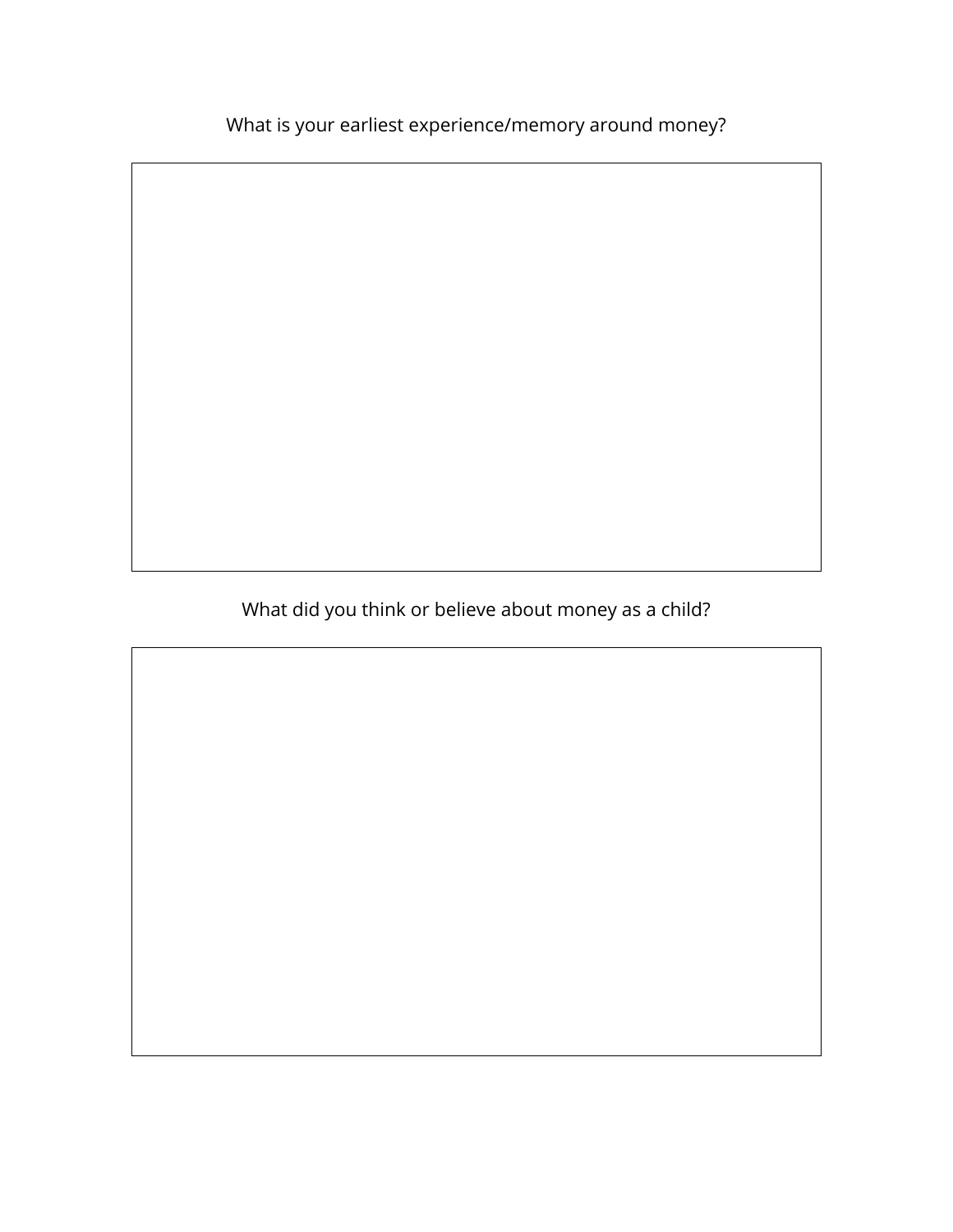What is your earliest experience/memory around money?

What did you think or believe about money as a child?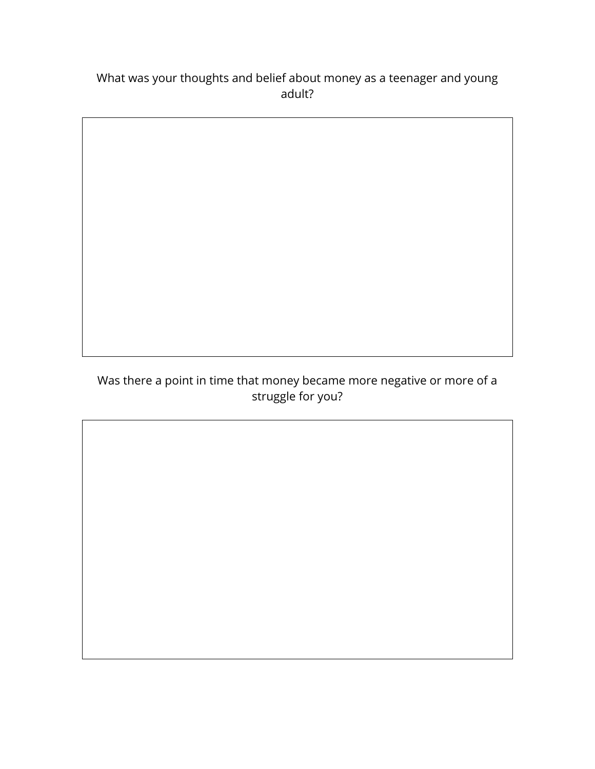What was your thoughts and belief about money as a teenager and young adult?

Was there a point in time that money became more negative or more of a struggle for you?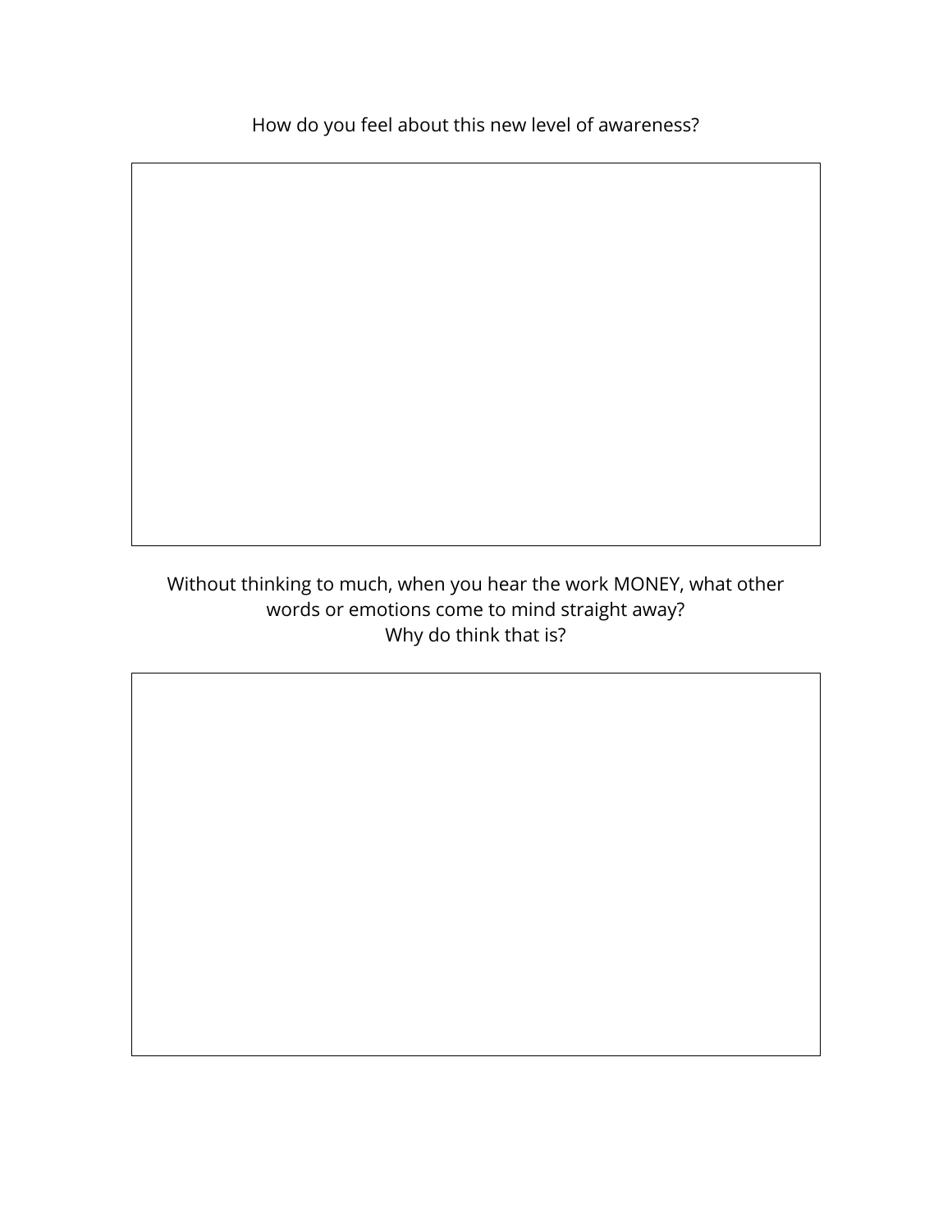How do you feel about this new level of awareness?

Without thinking to much, when you hear the work MONEY, what other words or emotions come to mind straight away?
Why do think that is?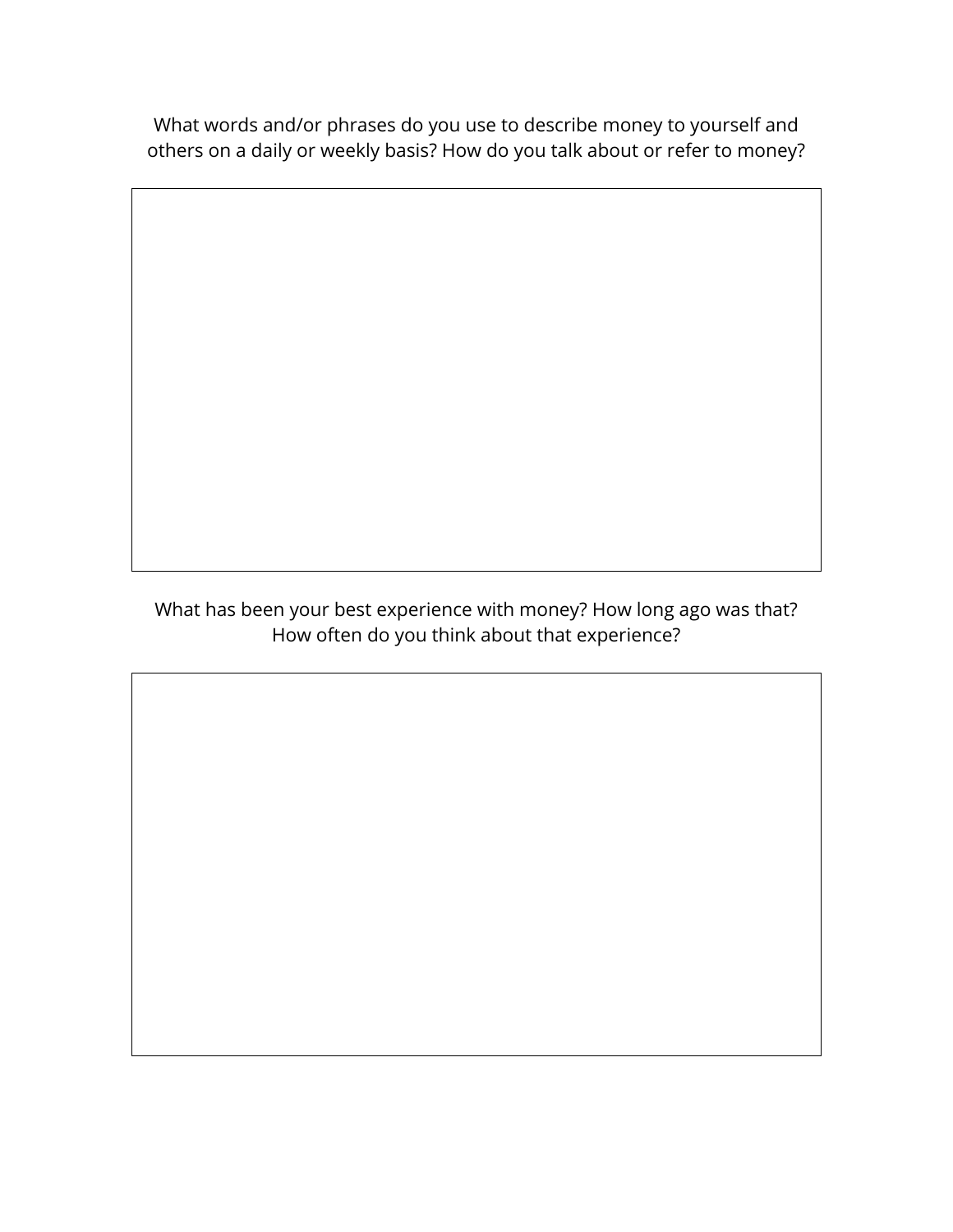What words and/or phrases do you use to describe money to yourself and others on a daily or weekly basis? How do you talk about or refer to money?

What has been your best experience with money? How long ago was that? How often do you think about that experience?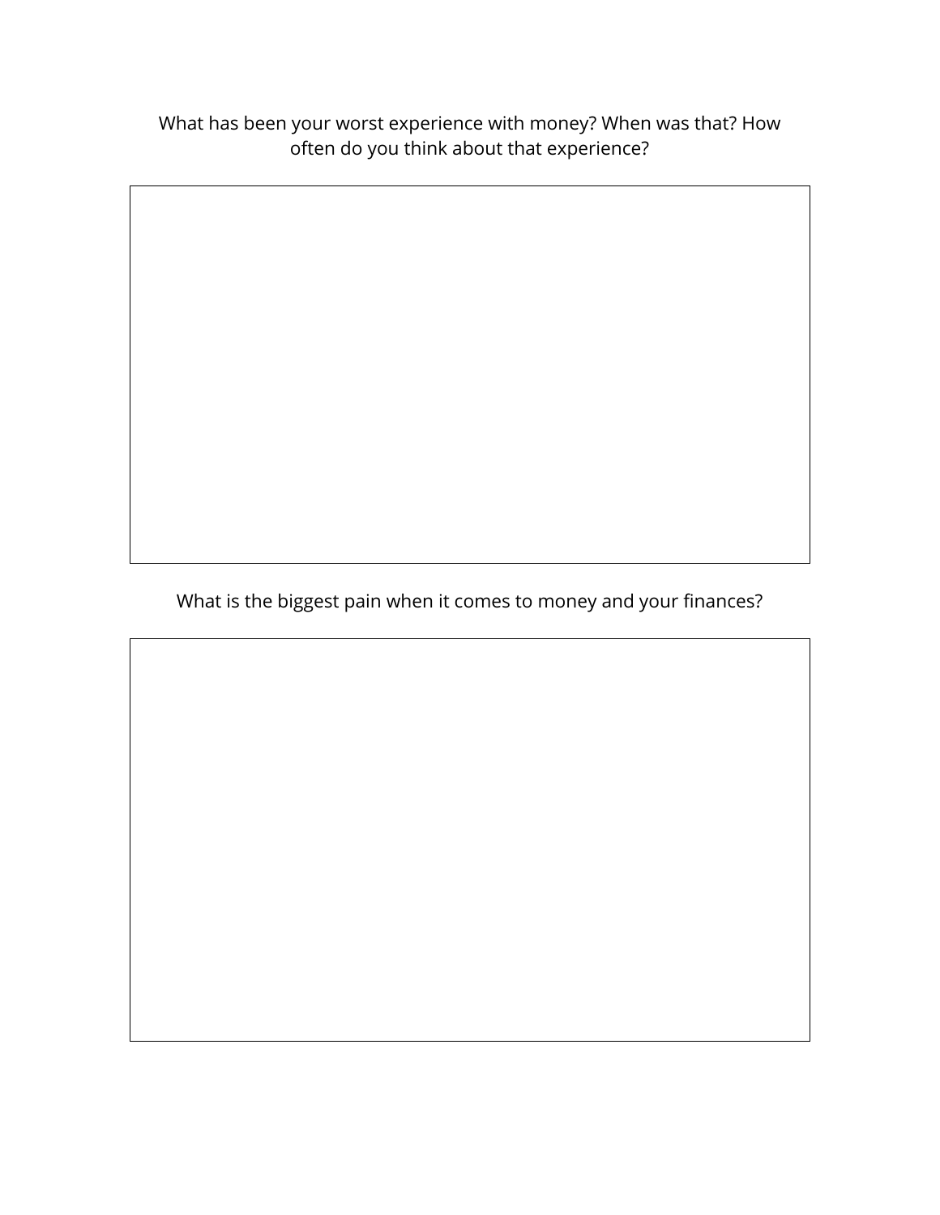What has been your worst experience with money? When was that? How often do you think about that experience?

What is the biggest pain when it comes to money and your finances?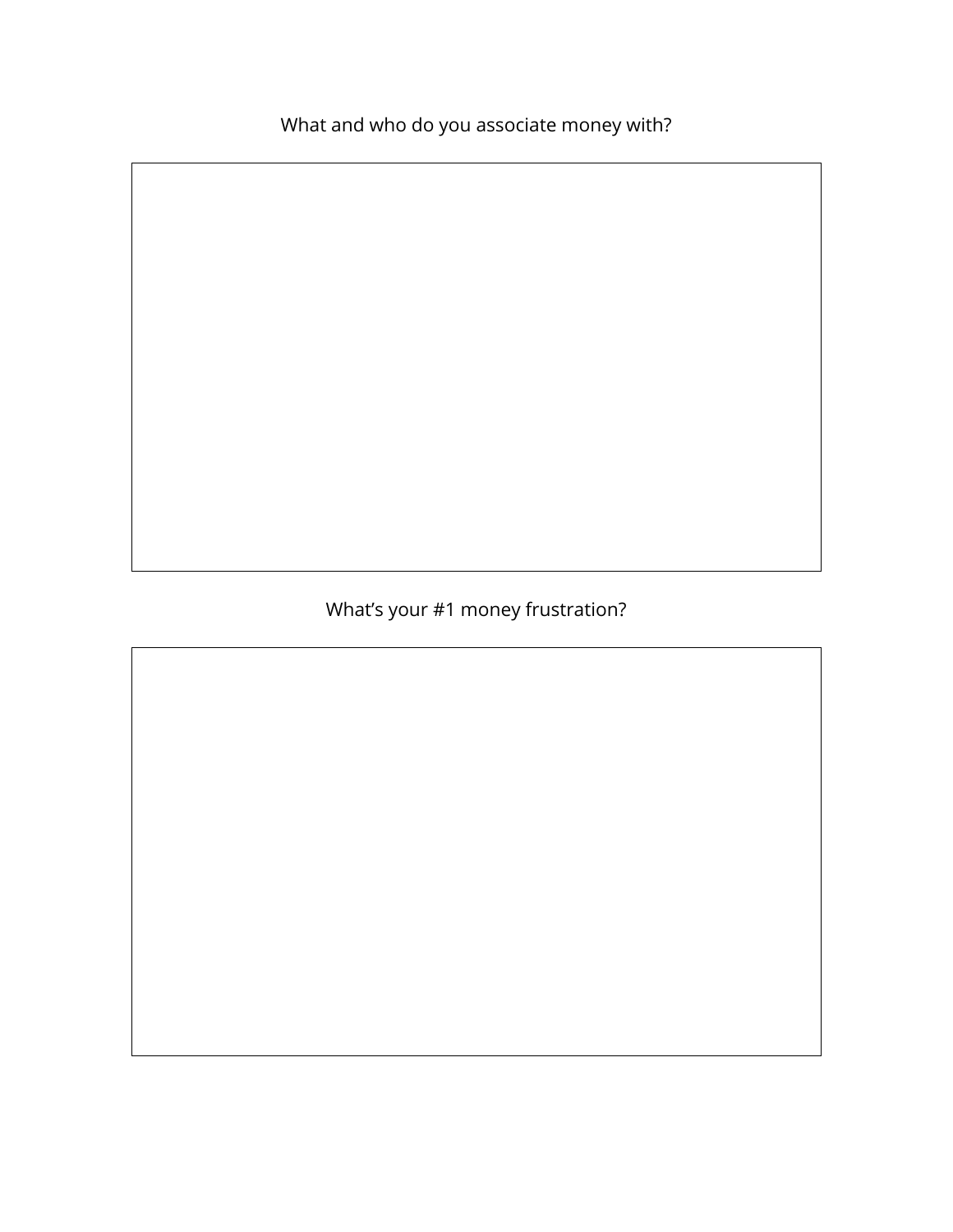What and who do you associate money with?

What's your #1 money frustration?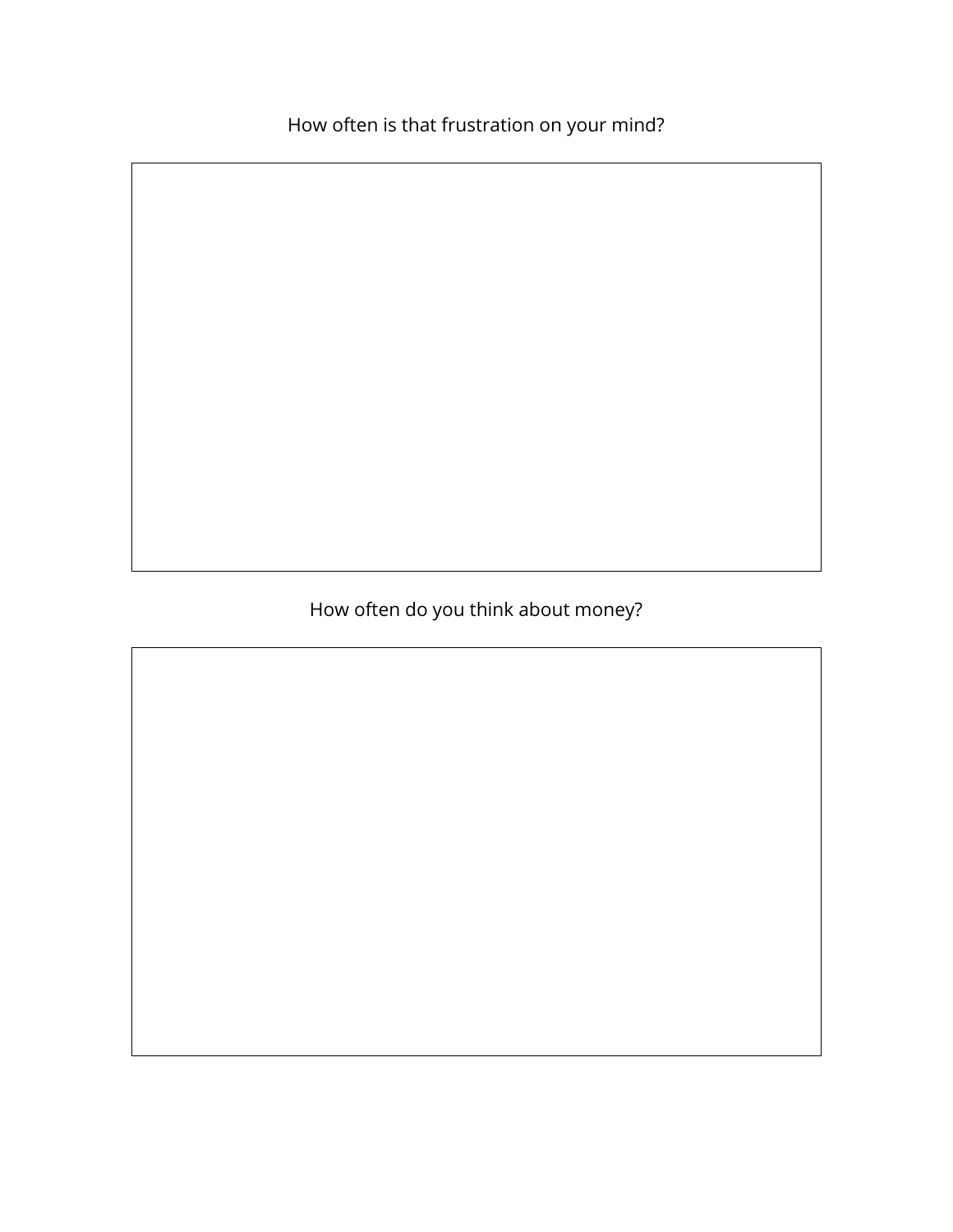How often is that frustration on your mind?

How often do you think about money?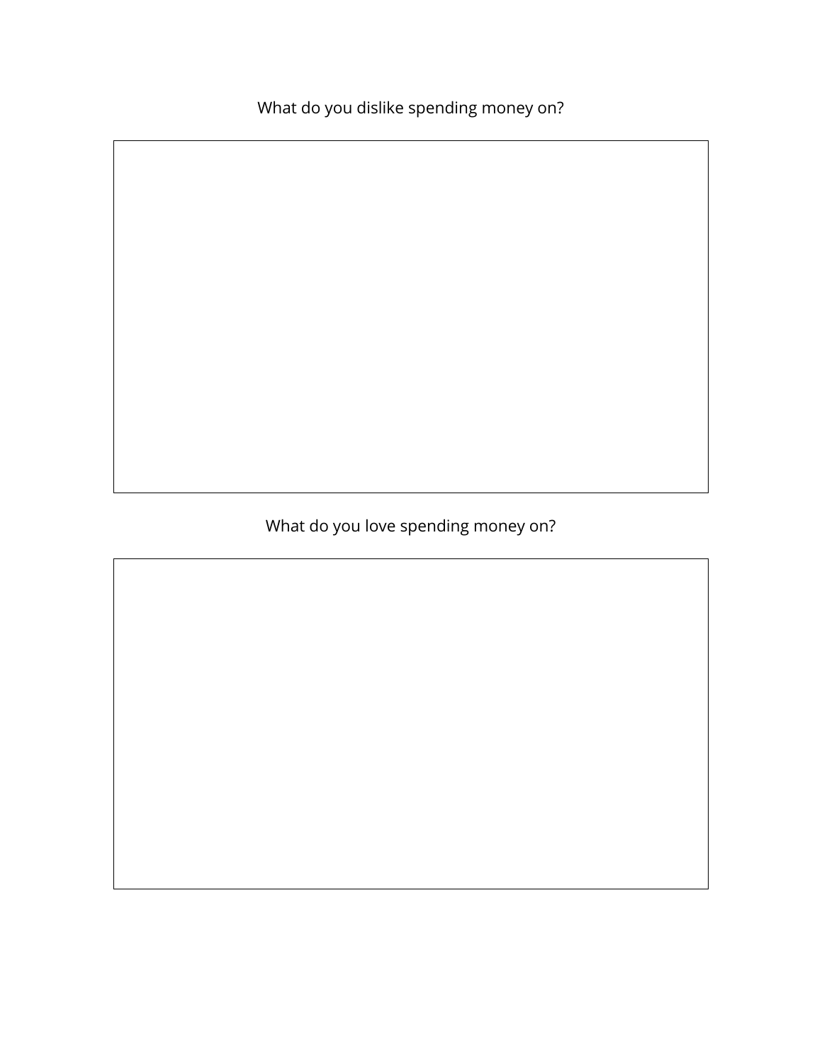What do you dislike spending money on?

What do you love spending money on?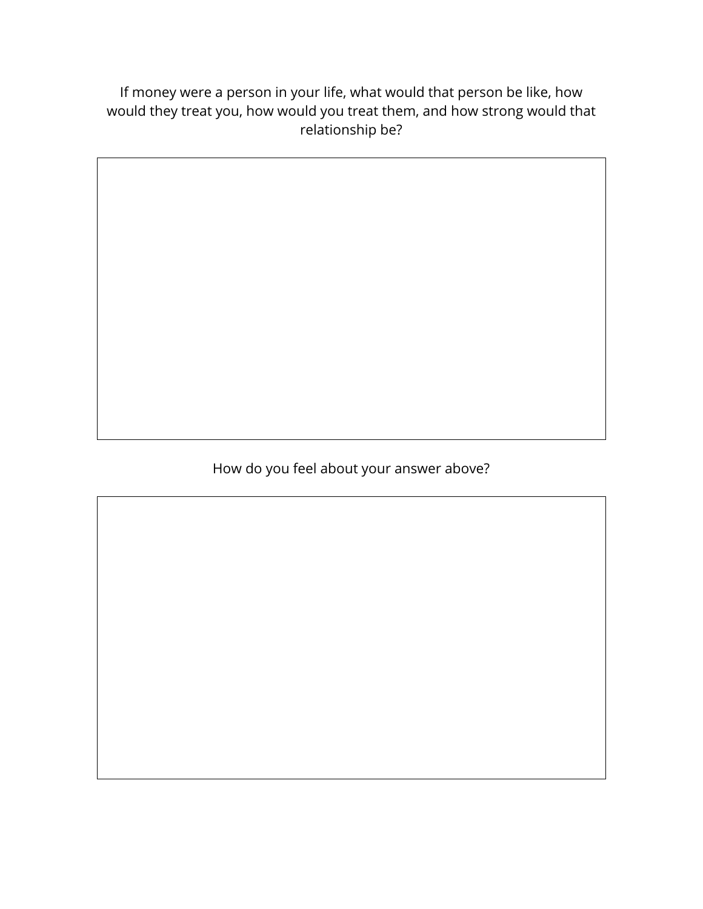If money were a person in your life, what would that person be like, how would they treat you, how would you treat them, and how strong would that relationship be?

How do you feel about your answer above?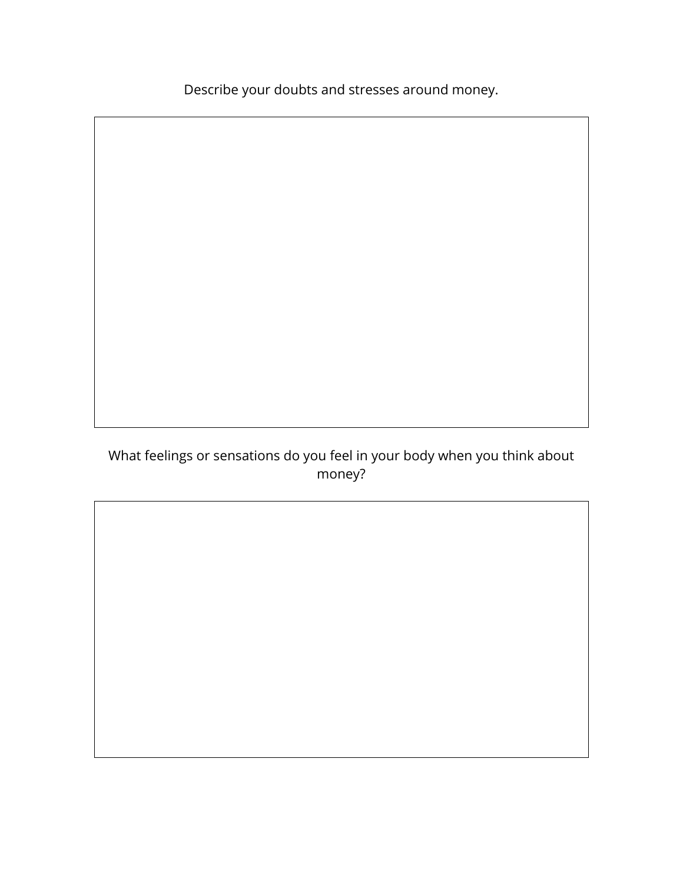Describe your doubts and stresses around money.

What feelings or sensations do you feel in your body when you think about money?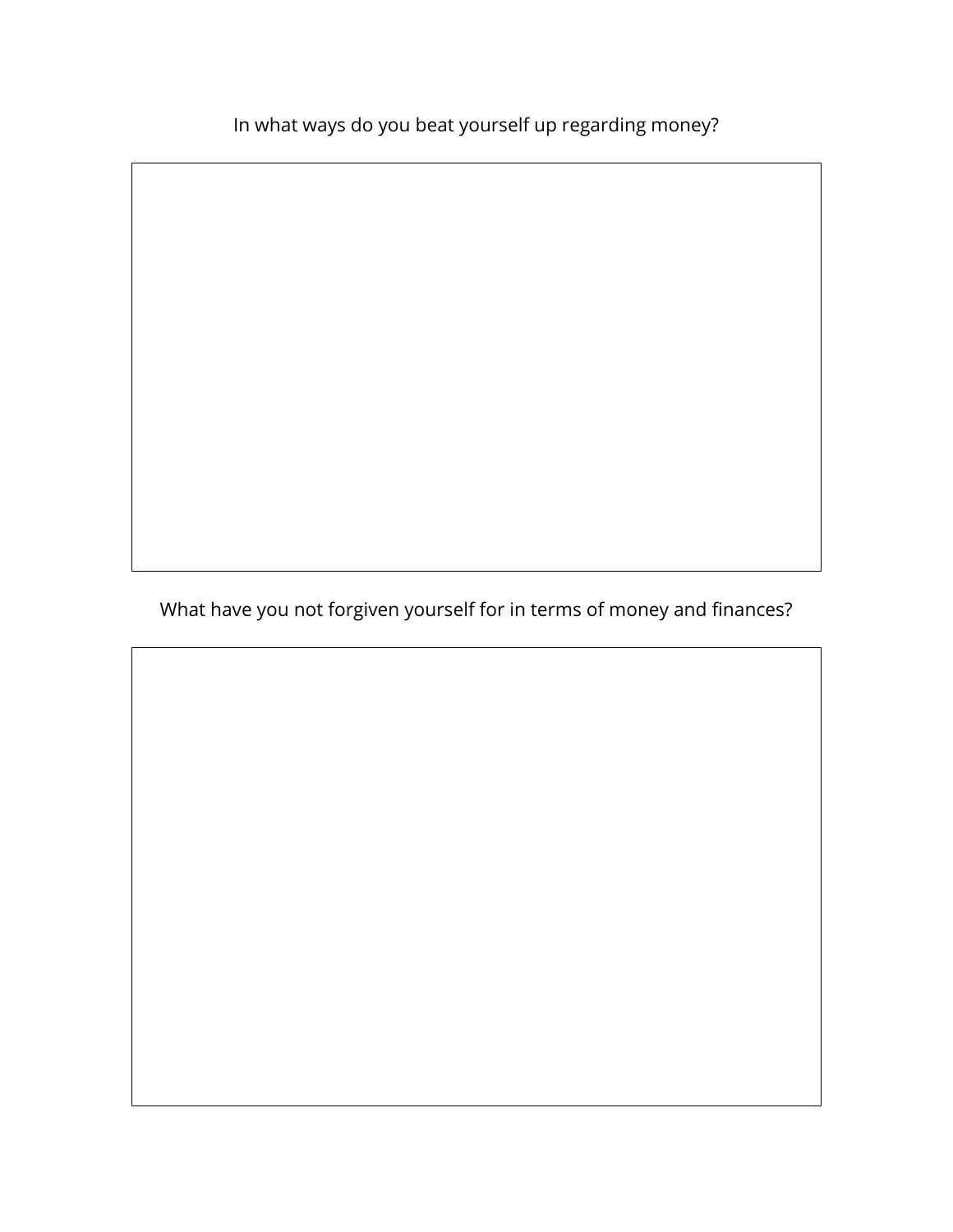In what ways do you beat yourself up regarding money?

What have you not forgiven yourself for in terms of money and finances?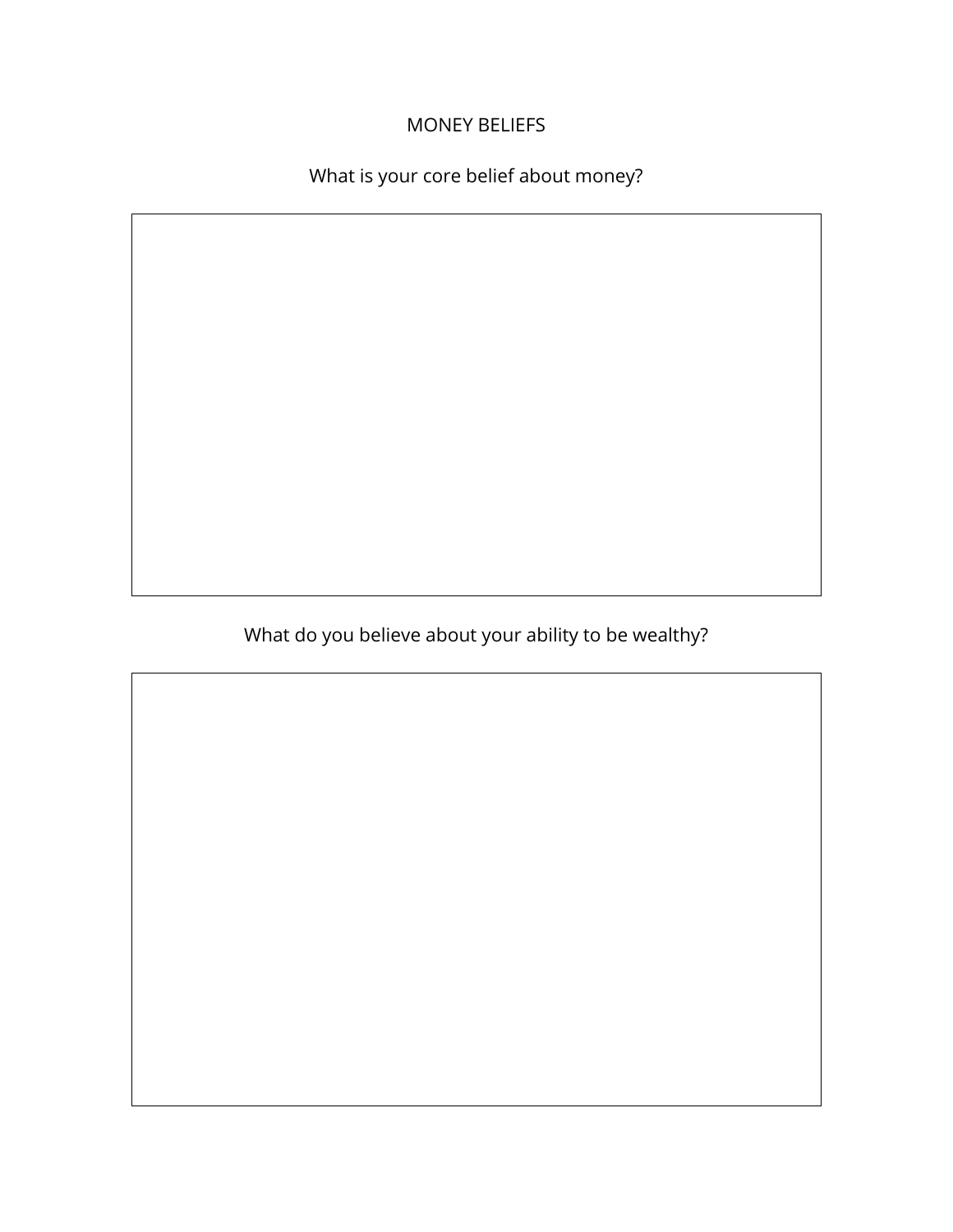# MONEY BELIEFS

What is your core belief about money?

What do you believe about your ability to be wealthy?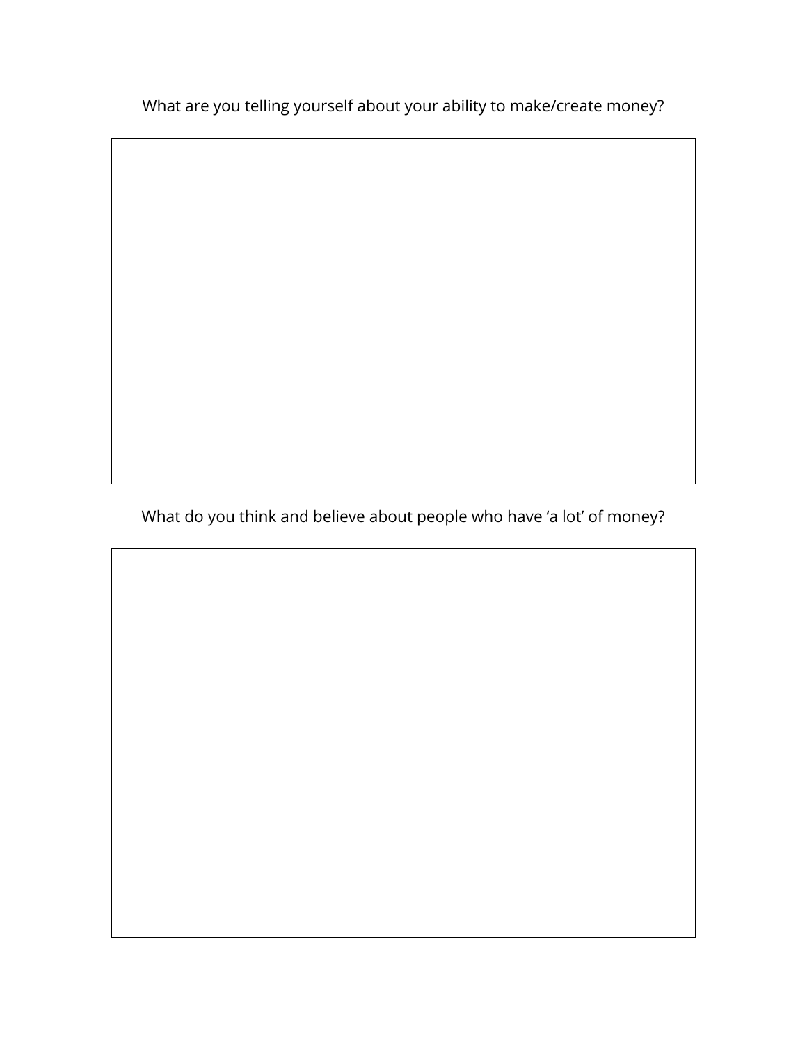What are you telling yourself about your ability to make/create money?

What do you think and believe about people who have ‘a lot’ of money?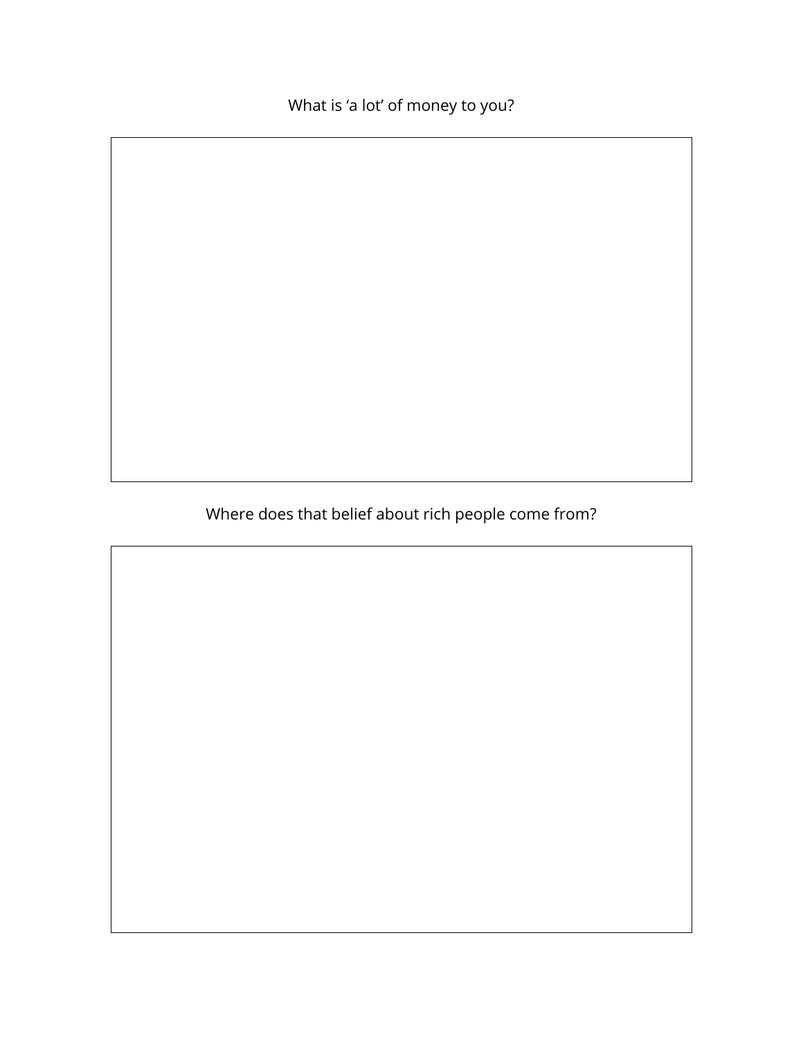What is ‘a lot’ of money to you?

Where does that belief about rich people come from?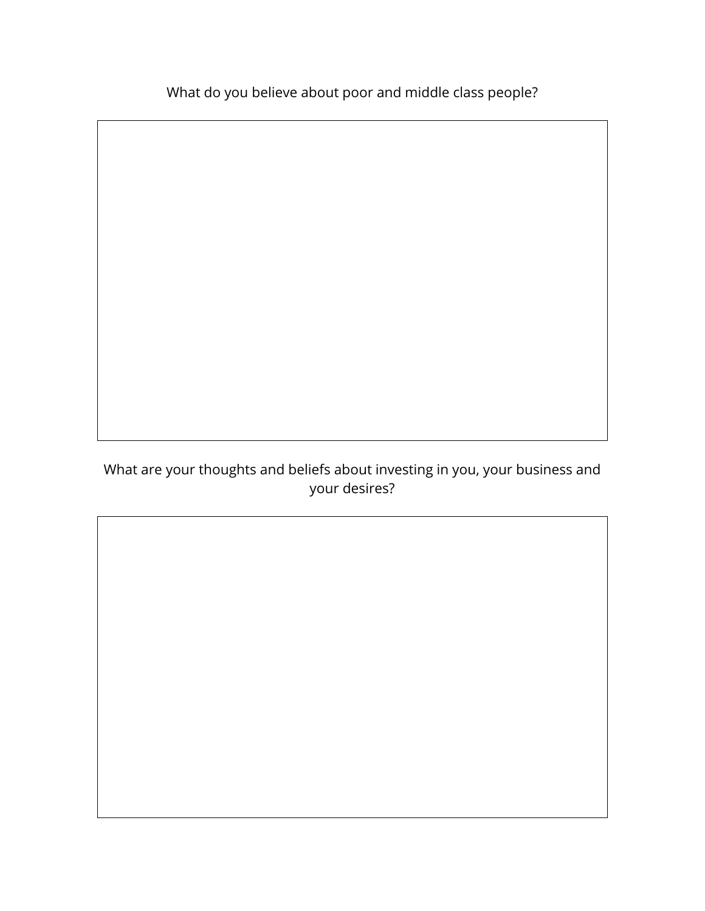What do you believe about poor and middle class people?

What are your thoughts and beliefs about investing in you, your business and your desires?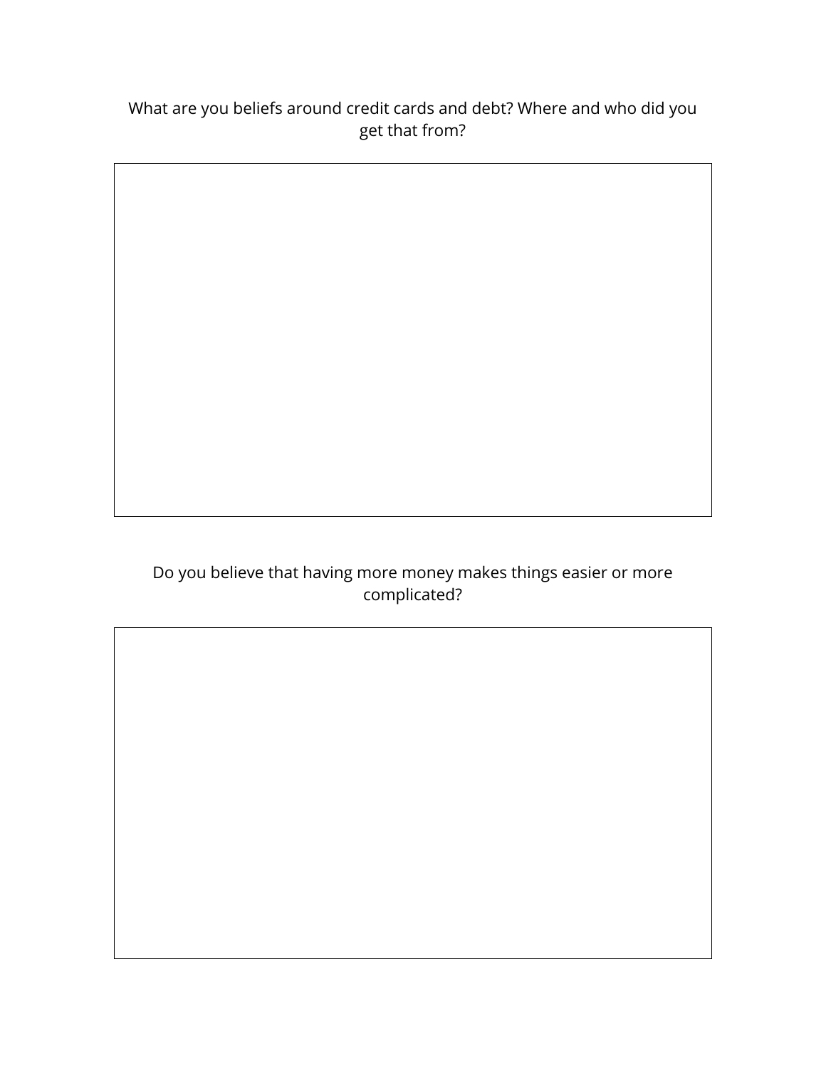What are you beliefs around credit cards and debt? Where and who did you get that from?

Do you believe that having more money makes things easier or more complicated?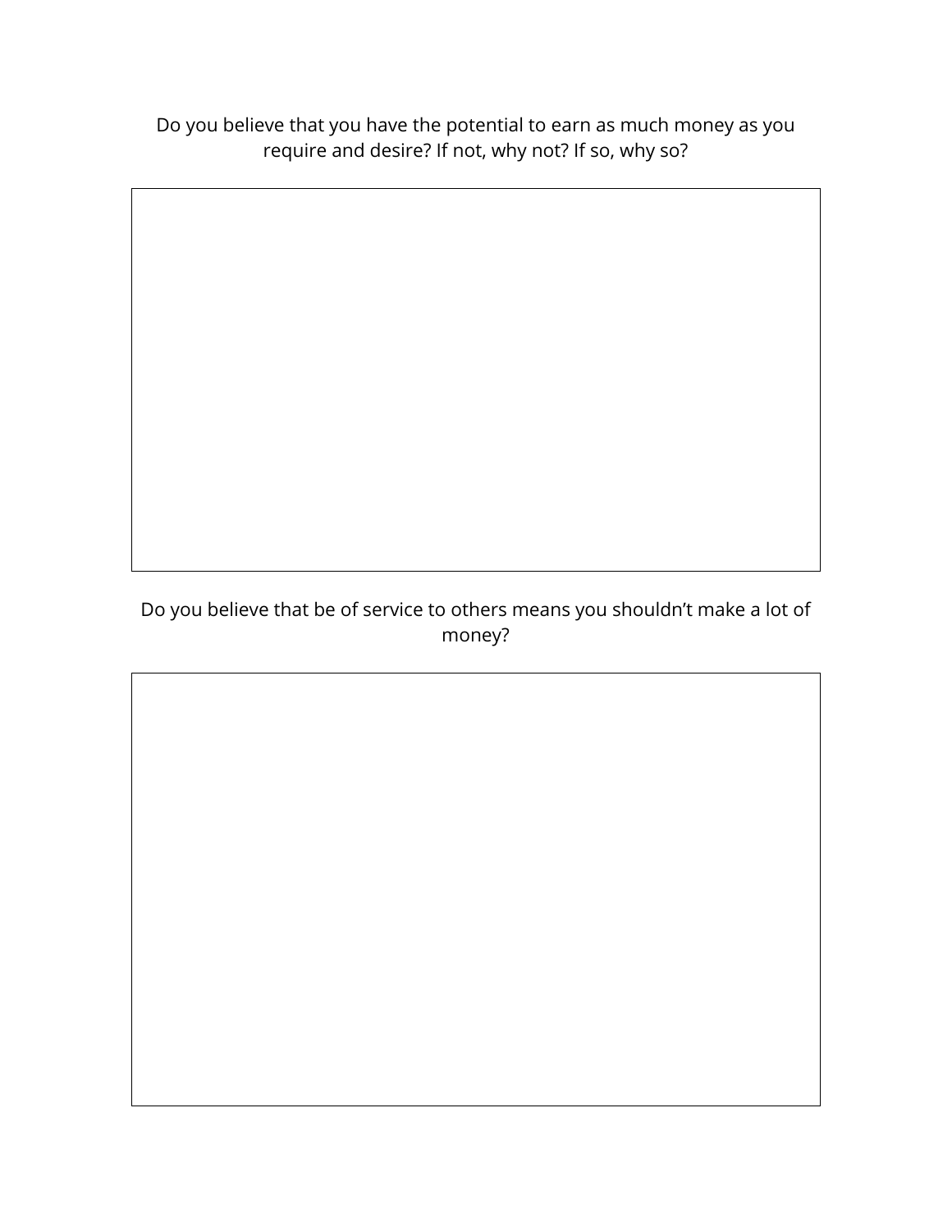Do you believe that you have the potential to earn as much money as you require and desire? If not, why not? If so, why so?

Do you believe that be of service to others means you shouldn’t make a lot of money?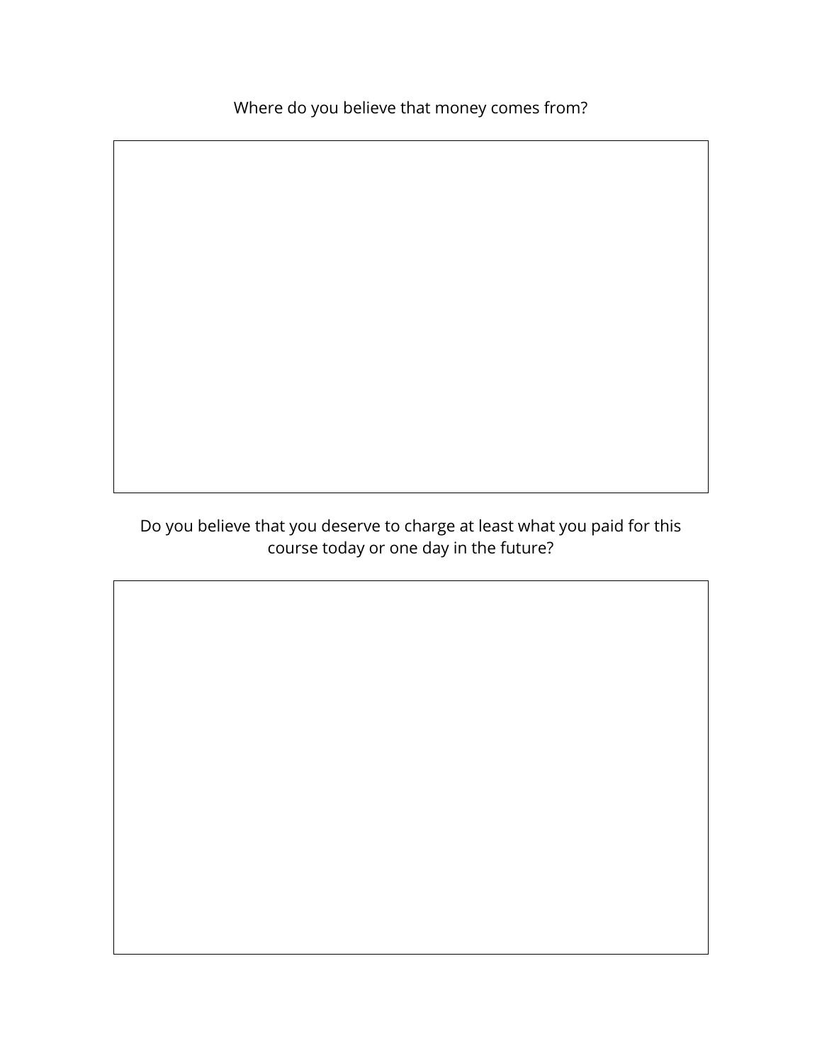Where do you believe that money comes from?

Do you believe that you deserve to charge at least what you paid for this course today or one day in the future?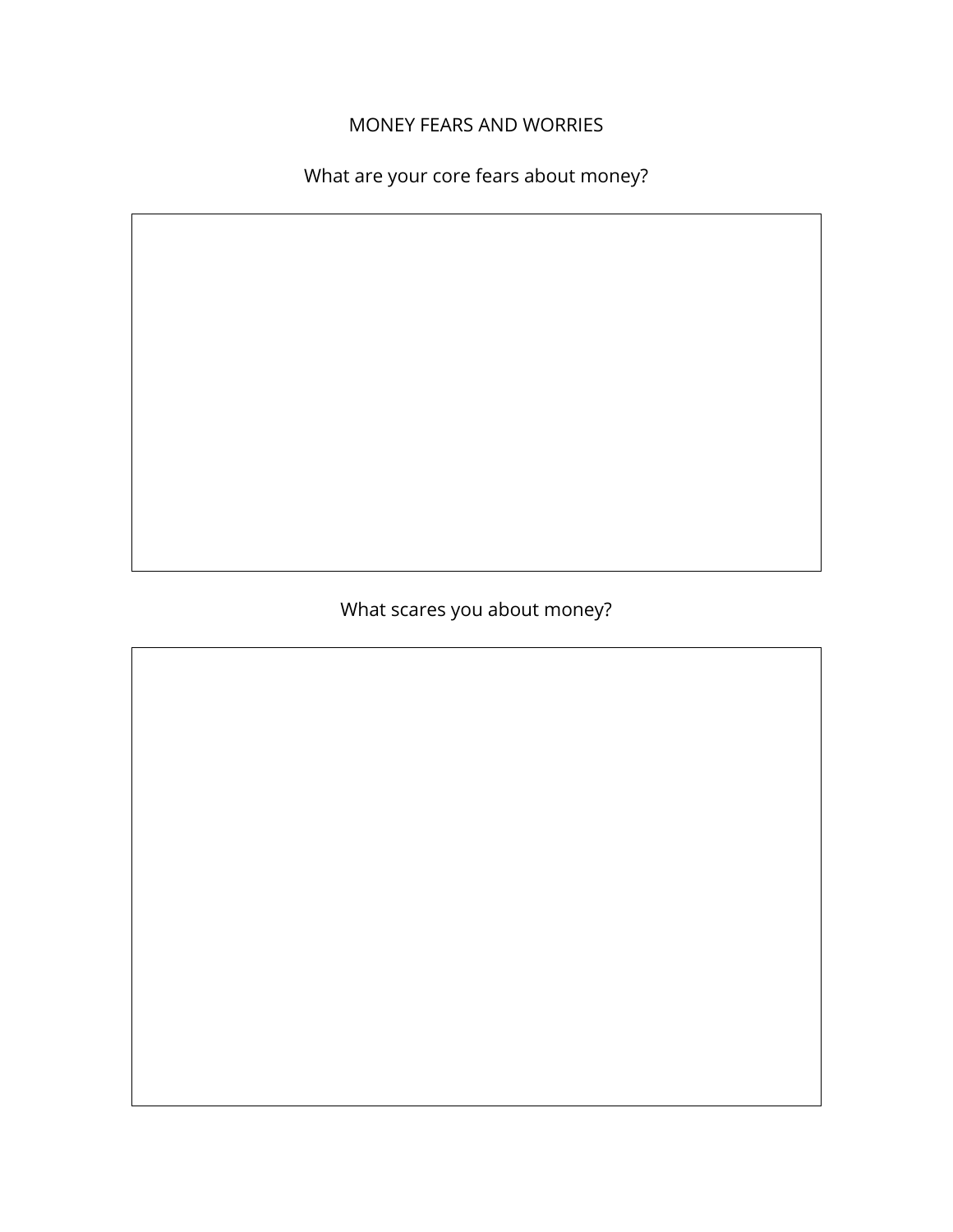# MONEY FEARS AND WORRIES

What are your core fears about money?

What scares you about money?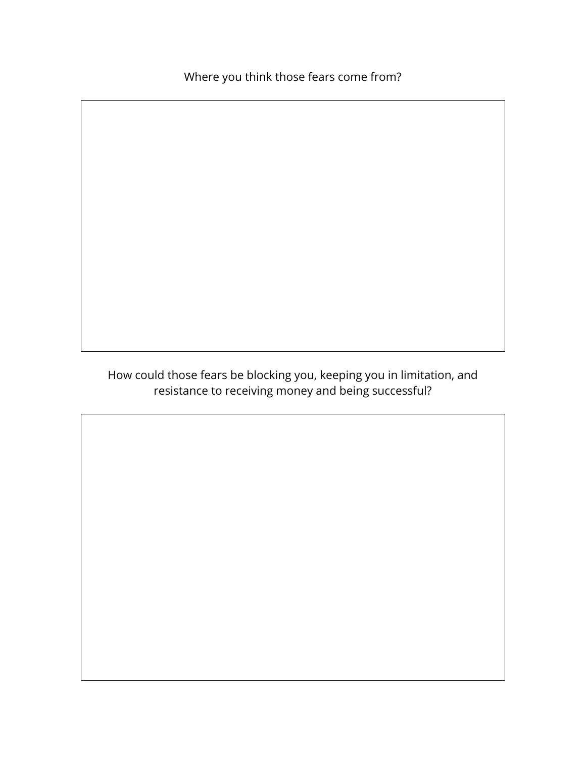Where you think those fears come from?

How could those fears be blocking you, keeping you in limitation, and resistance to receiving money and being successful?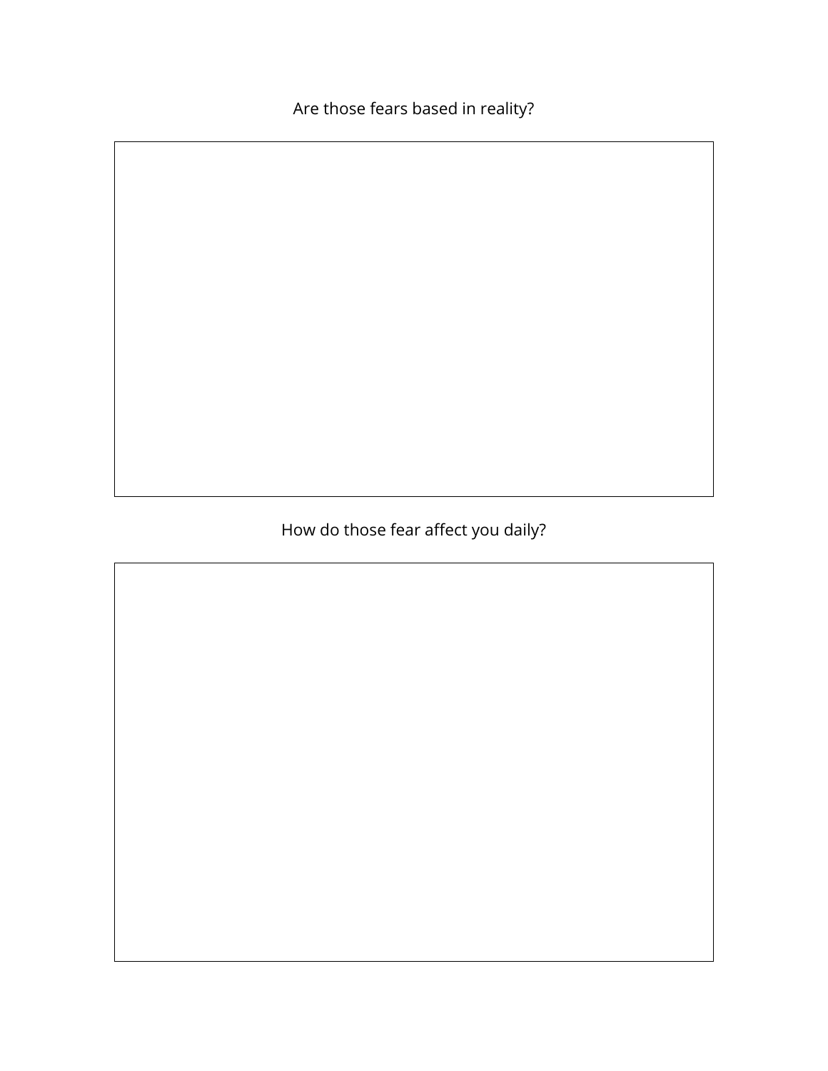Are those fears based in reality?

How do those fear affect you daily?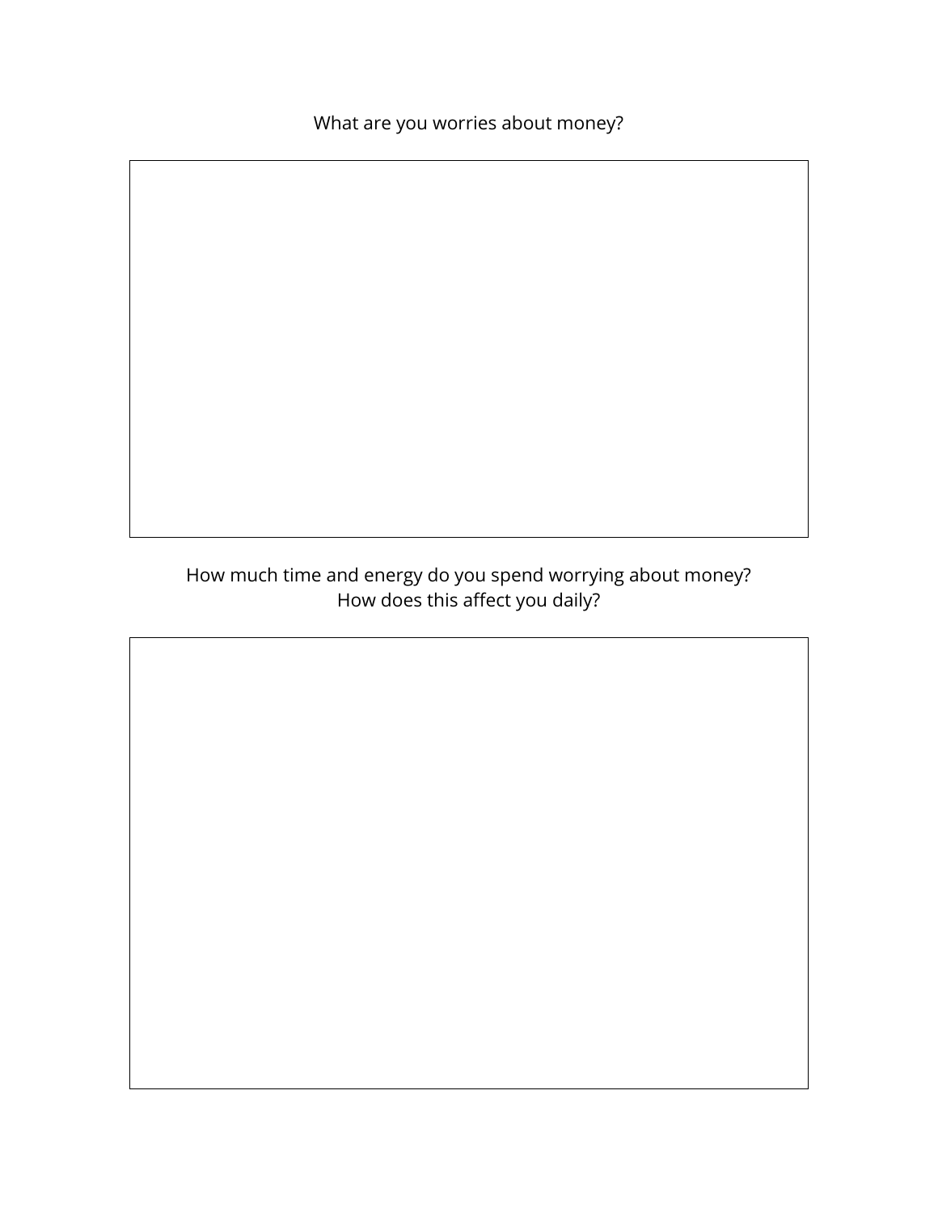What are you worries about money?

How much time and energy do you spend worrying about money?
How does this affect you daily?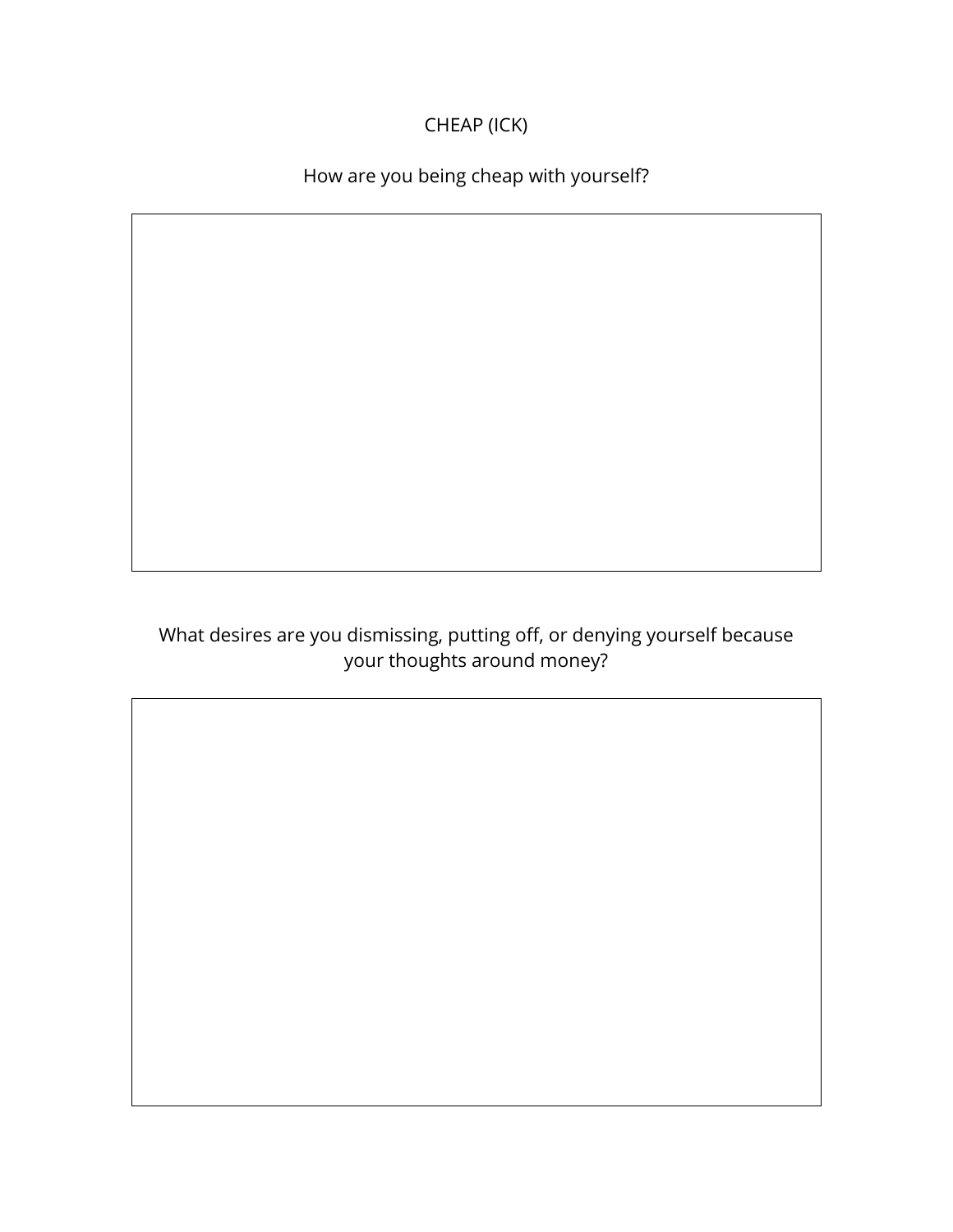# CHEAP (ICK)

How are you being cheap with yourself?

What desires are you dismissing, putting off, or denying yourself because your thoughts around money?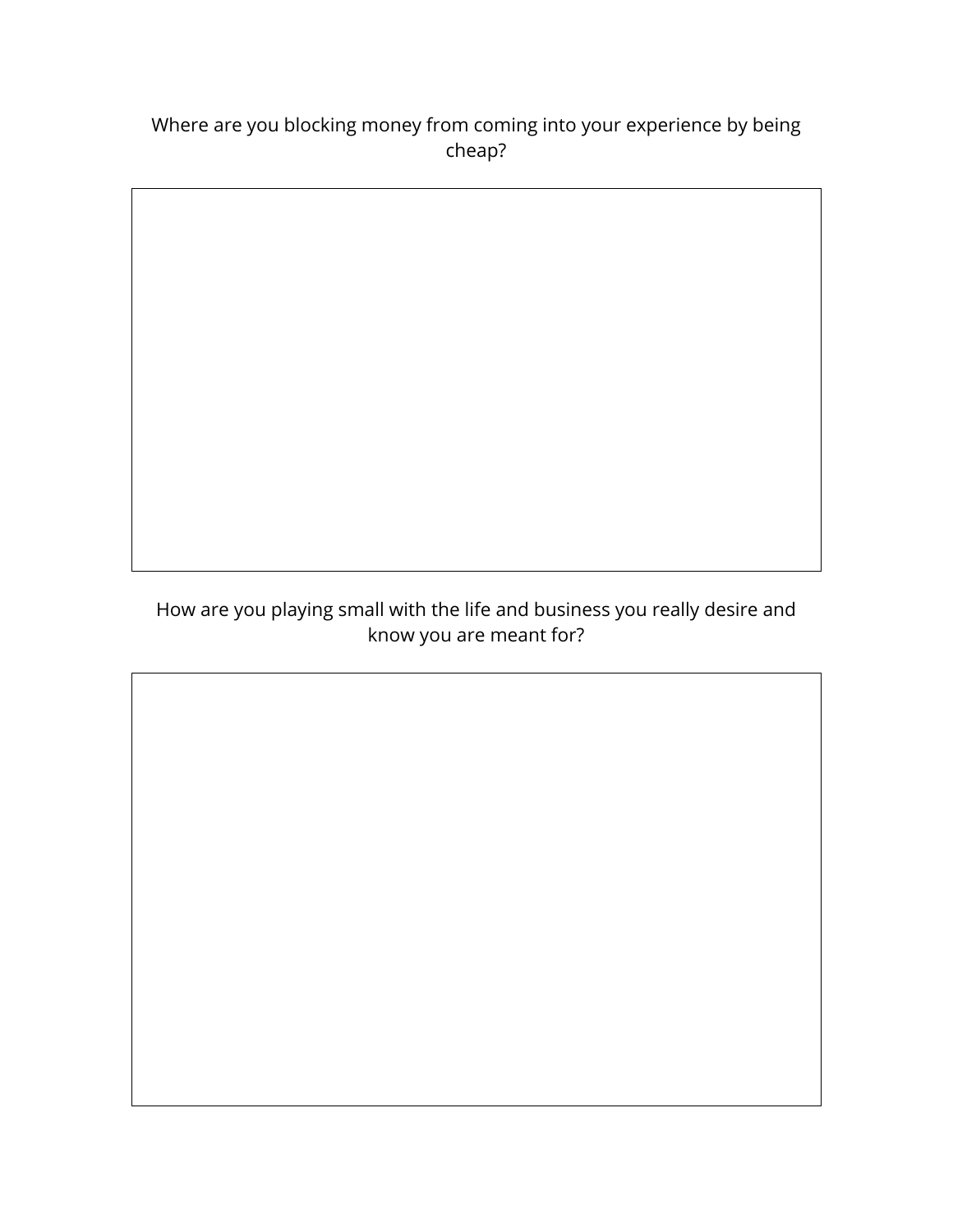Where are you blocking money from coming into your experience by being cheap?

How are you playing small with the life and business you really desire and know you are meant for?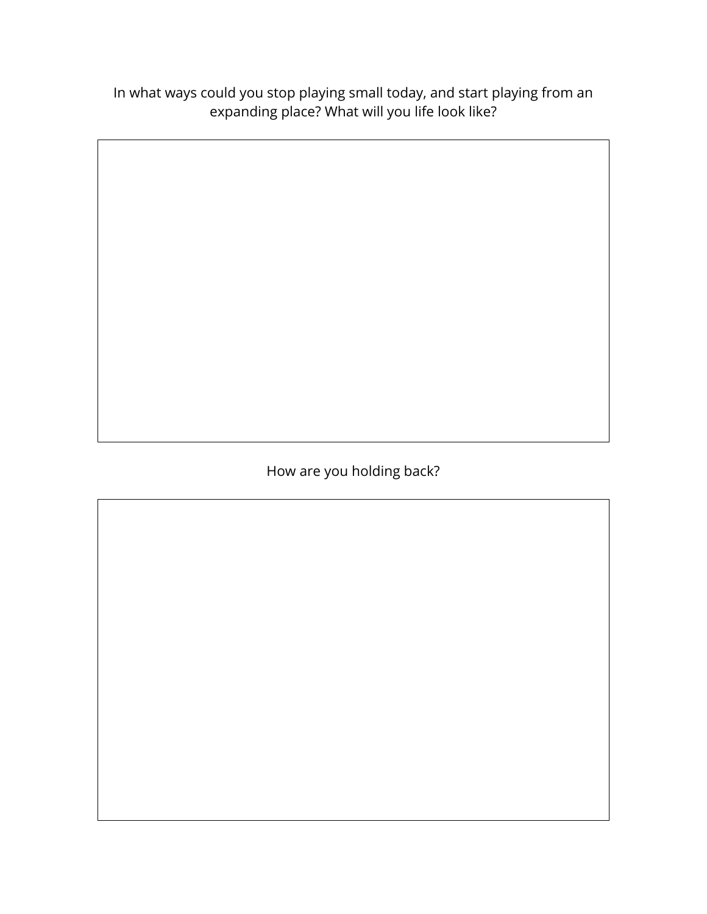In what ways could you stop playing small today, and start playing from an expanding place? What will you life look like?

How are you holding back?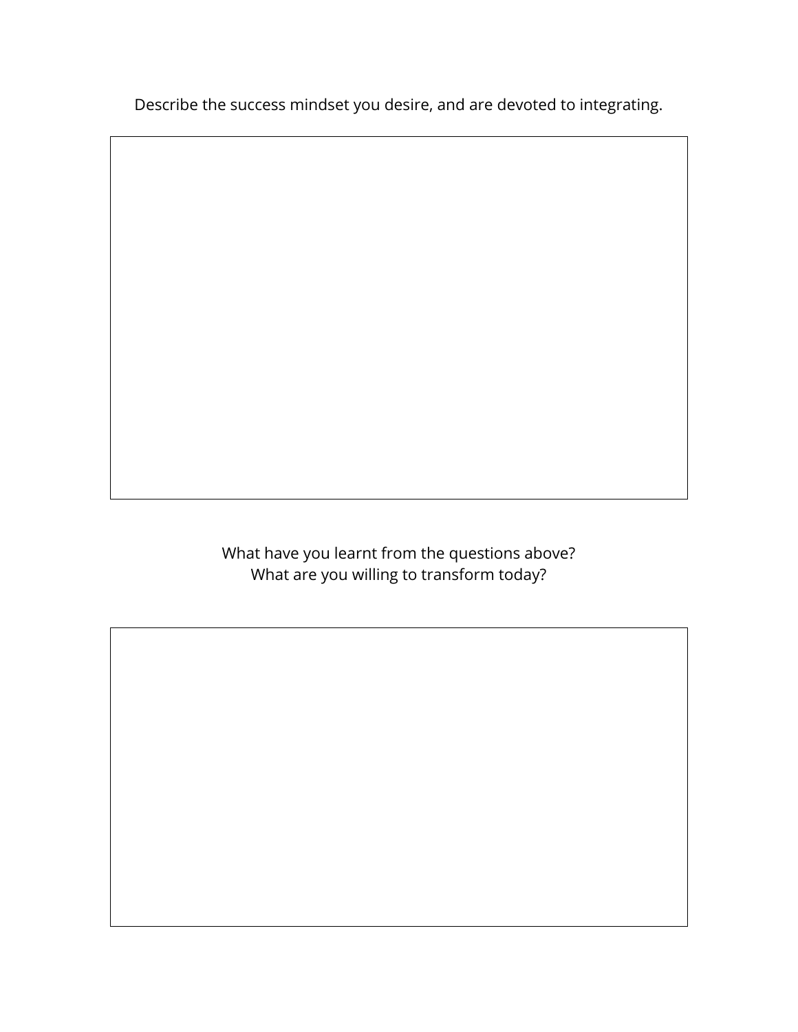Describe the success mindset you desire, and are devoted to integrating.

What have you learnt from the questions above?
What are you willing to transform today?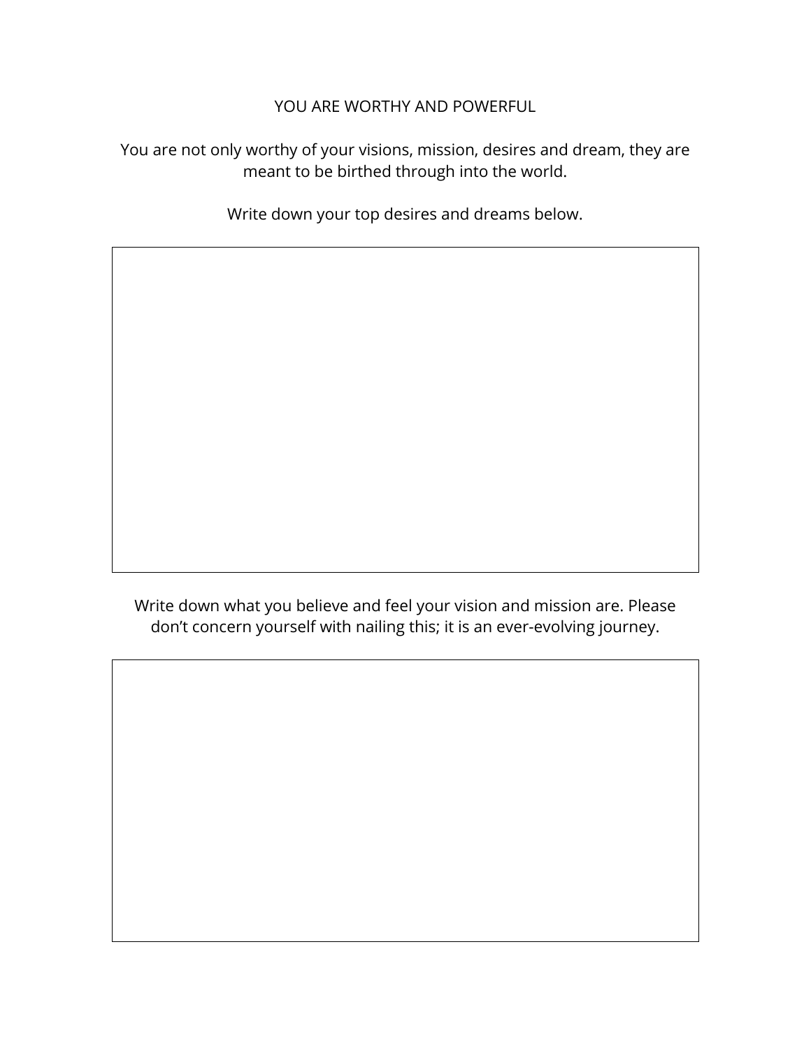# YOU ARE WORTHY AND POWERFUL

You are not only worthy of your visions, mission, desires and dream, they are meant to be birthed through into the world.

Write down your top desires and dreams below.

Write down what you believe and feel your vision and mission are. Please don’t concern yourself with nailing this; it is an ever-evolving journey.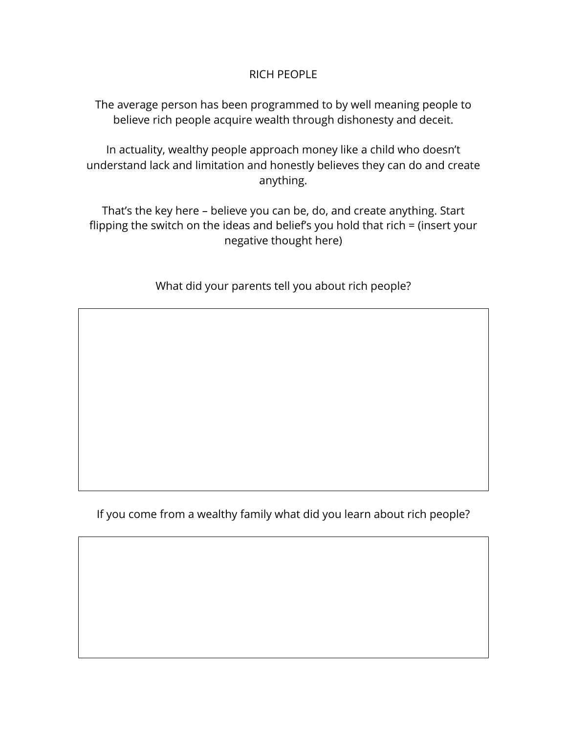# RICH PEOPLE

The average person has been programmed to by well meaning people to believe rich people acquire wealth through dishonesty and deceit.

In actuality, wealthy people approach money like a child who doesn't understand lack and limitation and honestly believes they can do and create anything.

That's the key here – believe you can be, do, and create anything. Start flipping the switch on the ideas and belief's you hold that rich = (insert your negative thought here)

What did your parents tell you about rich people?

&nbsp;

If you come from a wealthy family what did you learn about rich people?

&nbsp;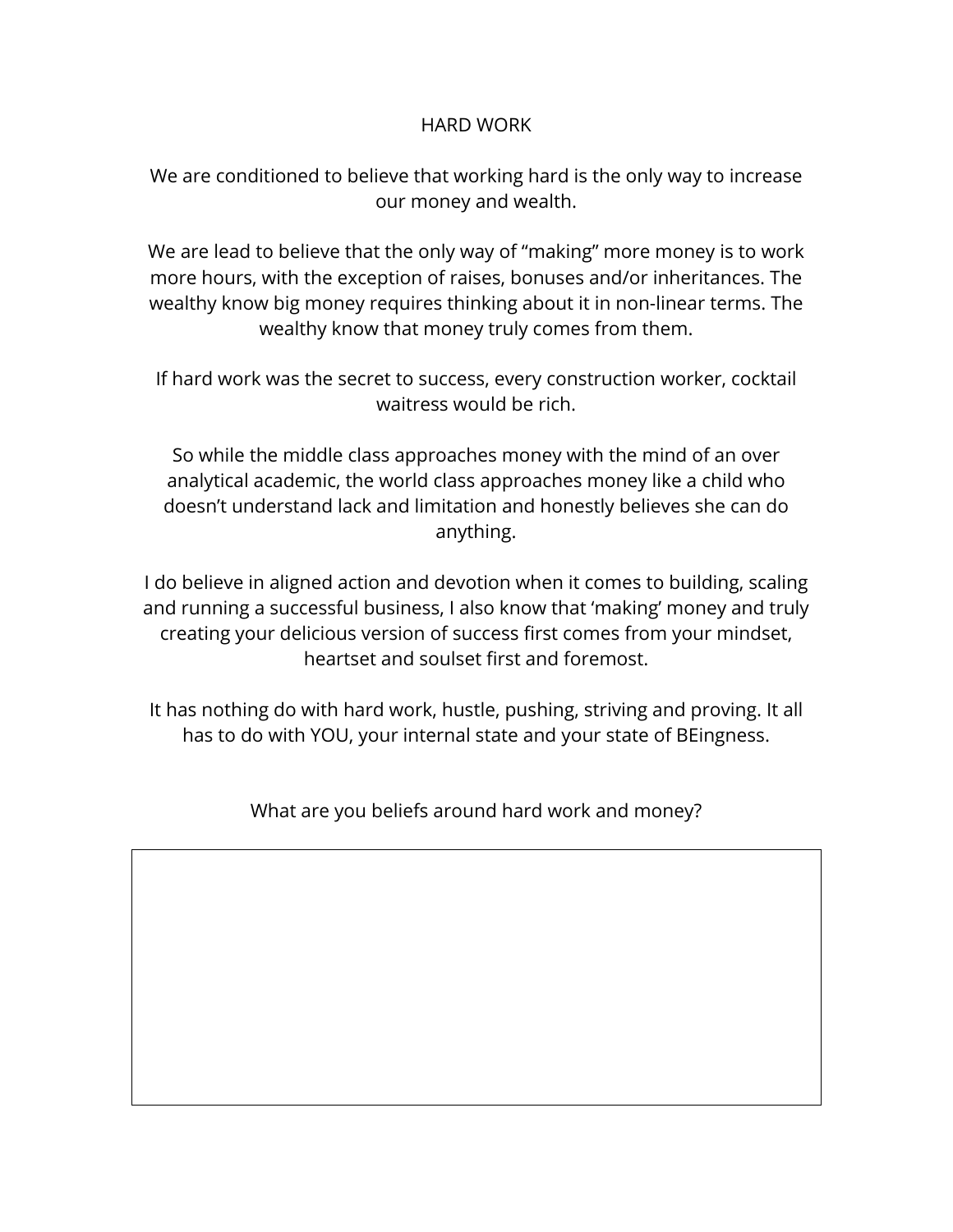# HARD WORK

We are conditioned to believe that working hard is the only way to increase our money and wealth.

We are lead to believe that the only way of “making” more money is to work more hours, with the exception of raises, bonuses and/or inheritances. The wealthy know big money requires thinking about it in non-linear terms. The wealthy know that money truly comes from them.

If hard work was the secret to success, every construction worker, cocktail waitress would be rich.

So while the middle class approaches money with the mind of an over analytical academic, the world class approaches money like a child who doesn’t understand lack and limitation and honestly believes she can do anything.

I do believe in aligned action and devotion when it comes to building, scaling and running a successful business, I also know that ‘making’ money and truly creating your delicious version of success first comes from your mindset, heartset and soulset first and foremost.

It has nothing do with hard work, hustle, pushing, striving and proving. It all has to do with YOU, your internal state and your state of BEingness.

What are you beliefs around hard work and money?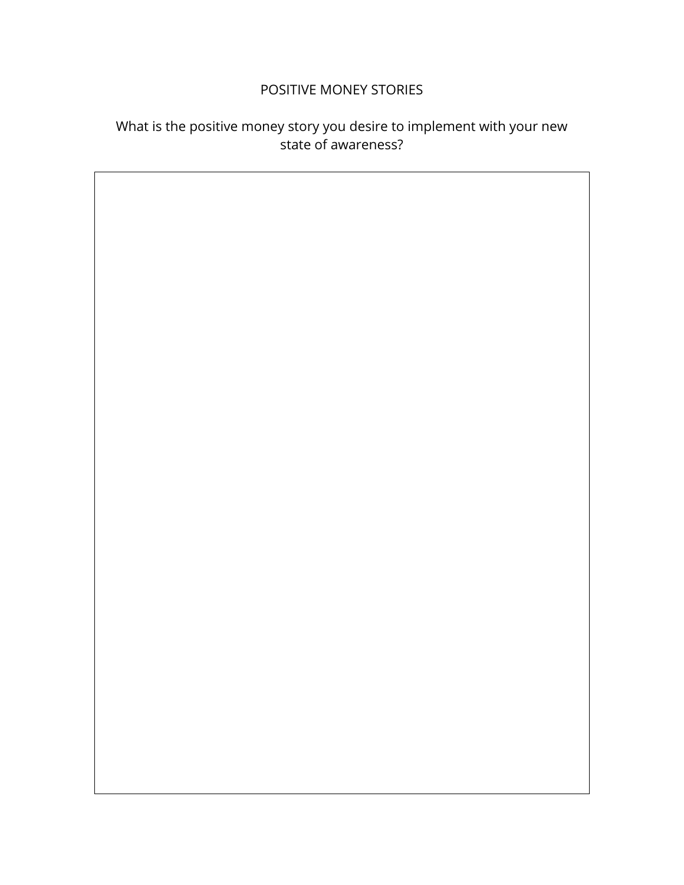POSITIVE MONEY STORIES

What is the positive money story you desire to implement with your new state of awareness?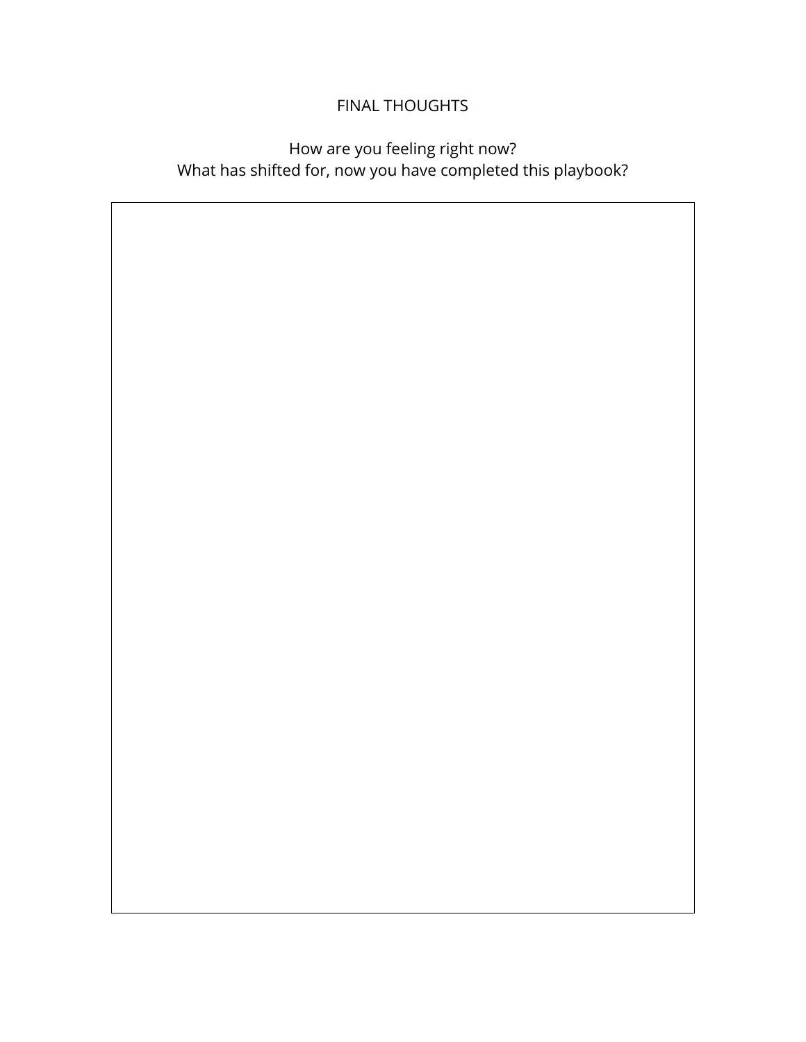# FINAL THOUGHTS

How are you feeling right now?
What has shifted for, now you have completed this playbook?